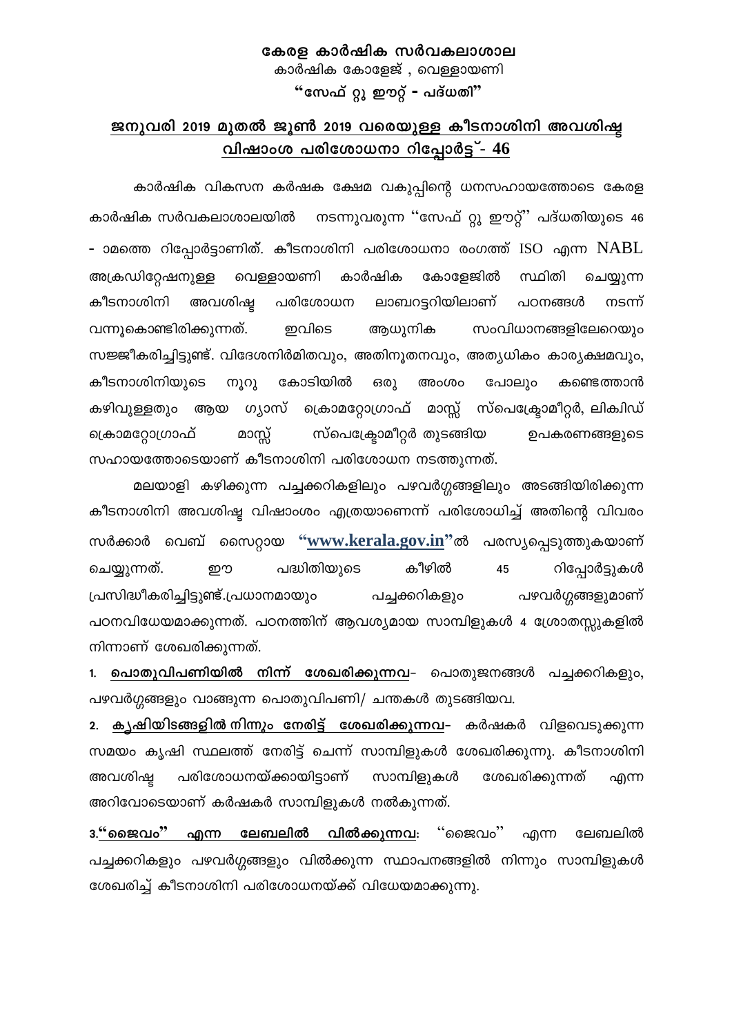# കേരള കാർഷിക സർവകലാശാല

കാർഷിക കോളേജ് , വെള്ളായണി

**"സേഫ് റ്റു ഈറ്റ് - പദ്ധതി"**

## ജനുവരി 2019 മുതൽ ജൂൺ 2019 വരെയുള്ള കീടനാശിനി അവശിഷ്ട വിഷാംശ പരിശോധനാ റിപ്പോർട്ട് - 46

കാർഷിക വികസന കർഷക ക്ഷേമ വകുപ്പിന്റെ ധനസഹായത്തോടെ കേരള കാർഷിക സർവകലാശാലയിൽ നടന്നുവരുന്ന ''സേഫ് റ്റു ഈറ്റ്'' പദ്ധതിയുടെ 46 - ാമത്തെ റിപ്പോർട്ടാണിത്. കീടനാശിനി പരിശോധനാ രംഗത്ത് ISO എന്ന NABL അക്രഡിറ്റേഷനുള്ള വെള്ളായണി കാർഷിക കോളേജിൽ സ്ഥിതി ചെയ്യുന്ന കീടനാശിനി അവശിഷ്ട പരിശോധന ലാബറട്ടറിയിലാണ് പഠനങ്ങൾ നടന്ന് വന്നുകൊണ്ടിരിക്കുന്നത്. ഇവിടെ ആധുനിക സംവിധാനങ്ങളിലേറെയും സജ്ജീകരിച്ചിട്ടുണ്ട്. വിദേശനിർമിതവും, അതിനൂതനവും, അത്യധികം കാര്യക്ഷമവും, കീടനാശിനിയുടെ നൂറു കോടിയിൽ ഒരു അംശം പോലും കണ്ടെത്താൻ കഴിവുള്ളതും ആയ ഗ്യാസ് ക്രൊമറ്റോഗ്രാഫ് മാസ്സ് സ്പെക്ട്രോമീറ്റർ, ലിക്വിഡ് ക്രൊമറ്റോഗ്രാഫ് മാസ്സ് സ്പെക്ട്രോമീറ്റർ തുടങ്ങിയ ഉപകരണങ്ങളുടെ സഹായത്തോടെയാണ് കീടനാശിനി പരിശോധന നടത്തുന്നത്.

മലയാളി കഴിക്കുന്ന പച്ചക്കറികളിലും പഴവർഗ്ഗങ്ങളിലും അടങ്ങിയിരിക്കുന്ന കീടനാശിനി അവശിഷ്ട വിഷാംശം എത്രയാണെന്ന് പരിശോധിച്ച് അതിന്റെ വിവരം സർക്കാർ വെബ് സൈറ്റായ **"www.kerala.gov.in"**ൽ പരസ്യപ്പെടുത്തുകയാണ് ചെയ്യുന്നത്. ഈ പദ്ധതിയുടെ കീഴിൽ 45 റിപ്പോർട്ടുകൾ പ്രസിദ്ധീകരിച്ചിട്ടുണ്ട്.പ്രധാനമായും പച്ചക്കറികളും പഴവർഗ്ഗങ്ങളുമാണ് പഠനവിധേയമാക്കുന്നത്. പഠനത്തിന് ആവശ്യമായ സാമ്പിളുകൾ 4 ശ്രോതസ്സുകളിൽ നിന്നാണ് ശേഖരിക്കുന്നത്.

1. **പൊതുവിപണിയിൽ നിന്ന് ശേഖരിക്കുന്നവ**- പൊതുജനങ്ങൾ പച്ചക്കറികളും, പഴവർഗ്ഗങ്ങളും വാങ്ങുന്ന പൊതുവിപണി/ ചന്തകൾ തുടങ്ങിയവ.
2. **കൃഷിയിടങ്ങളിൽ നിന്നും നേരിട്ട് ശേഖരിക്കുന്നവ**- കർഷകർ വിളവെടുക്കുന്ന സമയം കൃഷി സ്ഥലത്ത് നേരിട്ട് ചെന്ന് സാമ്പിളുകൾ ശേഖരിക്കുന്നു. കീടനാശിനി അവശിഷ്ട പരിശോധനയ്ക്കായിട്ടാണ് സാമ്പിളുകൾ ശേഖരിക്കുന്നത് എന്ന അറിവോടെയാണ് കർഷകർ സാമ്പിളുകൾ നൽകുന്നത്.
3. **"ജൈവം" എന്ന ലേബലിൽ വിൽക്കുന്നവ**: ''ജൈവം'' എന്ന ലേബലിൽ പച്ചക്കറികളും പഴവർഗ്ഗങ്ങളും വിൽക്കുന്ന സ്ഥാപനങ്ങളിൽ നിന്നും സാമ്പിളുകൾ ശേഖരിച്ച് കീടനാശിനി പരിശോധനയ്ക്ക് വിധേയമാക്കുന്നു.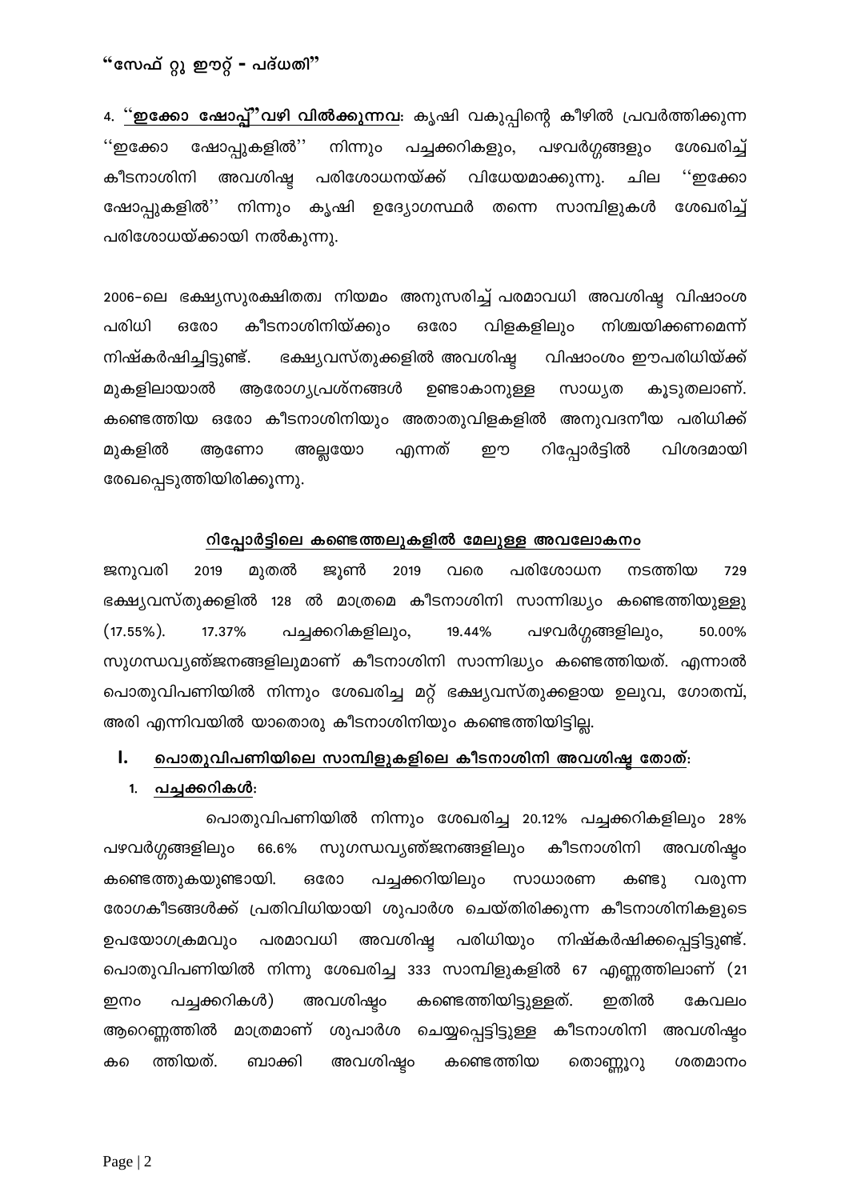## "സേഫ് റ്റു ഈറ്റ് - പദ്ധതി"

4. **<u>''ഇക്കോ ഷോപ്പ്''വഴി വിൽക്കുന്നവ</u>**: കൃഷി വകുപ്പിന്റെ കീഴിൽ പ്രവർത്തിക്കുന്ന ''ഇക്കോ ഷോപ്പുകളിൽ'' നിന്നും പച്ചക്കറികളും, പഴവർഗ്ഗങ്ങളും ശേഖരിച്ച് കീടനാശിനി അവശിഷ്ട പരിശോധനയ്ക്ക് വിധേയമാക്കുന്നു. ചില ''ഇക്കോ ഷോപ്പുകളിൽ'' നിന്നും കൃഷി ഉദ്യോഗസ്ഥർ തന്നെ സാമ്പിളുകൾ ശേഖരിച്ച് പരിശോധയ്ക്കായി നൽകുന്നു.

2006-ലെ ഭക്ഷ്യസുരക്ഷിതത്വ നിയമം അനുസരിച്ച് പരമാവധി അവശിഷ്ട വിഷാംശ പരിധി ഒരോ കീടനാശിനിയ്ക്കും ഒരോ വിളകളിലും നിശ്ചയിക്കണമെന്ന് നിഷ്കർഷിച്ചിട്ടുണ്ട്. ഭക്ഷ്യവസ്തുക്കളിൽ അവശിഷ്ട വിഷാംശം ഈപരിധിയ്ക്ക് മുകളിലായാൽ ആരോഗ്യപ്രശ്നങ്ങൾ ഉണ്ടാകാനുള്ള സാധ്യത കൂടുതലാണ്. കണ്ടെത്തിയ ഒരോ കീടനാശിനിയും അതാതുവിളകളിൽ അനുവദനീയ പരിധിക്ക് മുകളിൽ ആണോ അല്ലയോ എന്നത് ഈ റിപ്പോർട്ടിൽ വിശദമായി രേഖപ്പെടുത്തിയിരിക്കുന്നു.

### <u>റിപ്പോർട്ടിലെ കണ്ടെത്തലുകളിൽ മേലുള്ള അവലോകനം</u>

ജനുവരി 2019 മുതൽ ജൂൺ 2019 വരെ പരിശോധന നടത്തിയ 729 ഭക്ഷ്യവസ്തുക്കളിൽ 128 ൽ മാത്രമെ കീടനാശിനി സാന്നിദ്ധ്യം കണ്ടെത്തിയുള്ളു (17.55%). 17.37% പച്ചക്കറികളിലും, 19.44% പഴവർഗ്ഗങ്ങളിലും, 50.00% സുഗന്ധവ്യഞ്ജനങ്ങളിലുമാണ് കീടനാശിനി സാന്നിദ്ധ്യം കണ്ടെത്തിയത്. എന്നാൽ പൊതുവിപണിയിൽ നിന്നും ശേഖരിച്ച മറ്റ് ഭക്ഷ്യവസ്തുക്കളായ ഉലുവ, ഗോതമ്പ്, അരി എന്നിവയിൽ യാതൊരു കീടനാശിനിയും കണ്ടെത്തിയിട്ടില്ല.

### I. <u>പൊതുവിപണിയിലെ സാമ്പിളുകളിലെ കീടനാശിനി അവശിഷ്ട തോത്</u>:

1. <u>പച്ചക്കറികൾ</u>:

പൊതുവിപണിയിൽ നിന്നും ശേഖരിച്ച 20.12% പച്ചക്കറികളിലും 28% പഴവർഗ്ഗങ്ങളിലും 66.6% സുഗന്ധവ്യഞ്ജനങ്ങളിലും കീടനാശിനി അവശിഷ്ടം കണ്ടെത്തുകയുണ്ടായി. ഒരോ പച്ചക്കറിയിലും സാധാരണ കണ്ടു വരുന്ന രോഗകീടങ്ങൾക്ക് പ്രതിവിധിയായി ശുപാർശ ചെയ്തിരിക്കുന്ന കീടനാശിനികളുടെ ഉപയോഗക്രമവും പരമാവധി അവശിഷ്ട പരിധിയും നിഷ്കർഷിക്കപ്പെട്ടിട്ടുണ്ട്. പൊതുവിപണിയിൽ നിന്നു ശേഖരിച്ച 333 സാമ്പിളുകളിൽ 67 എണ്ണത്തിലാണ് (21 ഇനം പച്ചക്കറികൾ) അവശിഷ്ടം കണ്ടെത്തിയിട്ടുള്ളത്. ഇതിൽ കേവലം ആറെണ്ണത്തിൽ മാത്രമാണ് ശുപാർശ ചെയ്യപ്പെട്ടിട്ടുള്ള കീടനാശിനി അവശിഷ്ടം കണ്ടെത്തിയത്. ബാക്കി അവശിഷ്ടം കണ്ടെത്തിയ തൊണ്ണൂറു ശതമാനം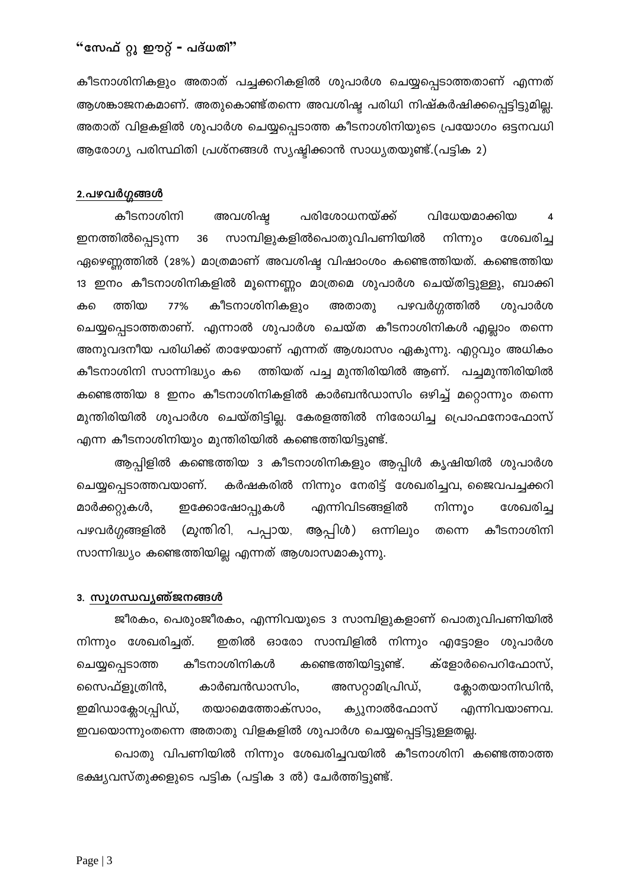## "സേഫ് റ്റു ഈറ്റ് - പദ്ധതി"

കീടനാശിനികളും അതാത് പച്ചക്കറികളിൽ ശുപാർശ ചെയ്യപ്പെടാത്തതാണ് എന്നത് ആശങ്കാജനകമാണ്. അതുകൊണ്ട്തന്നെ അവശിഷ്ട പരിധി നിഷ്കർഷിക്കപ്പെട്ടിട്ടുമില്ല. അതാത് വിളകളിൽ ശുപാർശ ചെയ്യപ്പെടാത്ത കീടനാശിനിയുടെ പ്രയോഗം ഒട്ടനവധി ആരോഗ്യ പരിസ്ഥിതി പ്രശ്നങ്ങൾ സൃഷ്ടിക്കാൻ സാധ്യതയുണ്ട്.(പട്ടിക 2)

### 2.പഴവർഗ്ഗങ്ങൾ

കീടനാശിനി അവശിഷ്ട പരിശോധനയ്ക്ക് വിധേയമാക്കിയ 4 ഇനത്തിൽപ്പെടുന്ന 36 സാമ്പിളുകളിൽപൊതുവിപണിയിൽ നിന്നും ശേഖരിച്ച ഏഴെണ്ണത്തിൽ (28%) മാത്രമാണ് അവശിഷ്ട വിഷാംശം കണ്ടെത്തിയത്. കണ്ടെത്തിയ 13 ഇനം കീടനാശിനികളിൽ മൂന്നെണ്ണം മാത്രമെ ശുപാർശ ചെയ്തിട്ടുള്ളു, ബാക്കി കണ്ടെത്തിയ 77% കീടനാശിനികളും അതാതു പഴവർഗ്ഗത്തിൽ ശുപാർശ ചെയ്യപ്പെടാത്തതാണ്. എന്നാൽ ശുപാർശ ചെയ്ത കീടനാശിനികൾ എല്ലാം തന്നെ അനുവദനീയ പരിധിക്ക് താഴേയാണ് എന്നത് ആശ്വാസം ഏകുന്നു. ഏറ്റവും അധികം കീടനാശിനി സാന്നിദ്ധ്യം കണ്ടെത്തിയത് പച്ച മുന്തിരിയിൽ ആണ്. പച്ചമുന്തിരിയിൽ കണ്ടെത്തിയ 8 ഇനം കീടനാശിനികളിൽ കാർബൻഡാസിം ഒഴിച്ച് മറ്റൊന്നും തന്നെ മുന്തിരിയിൽ ശുപാർശ ചെയ്തിട്ടില്ല. കേരളത്തിൽ നിരോധിച്ച പ്രൊഫനോഫോസ് എന്ന കീടനാശിനിയും മുന്തിരിയിൽ കണ്ടെത്തിയിട്ടുണ്ട്.

ആപ്പിളിൽ കണ്ടെത്തിയ 3 കീടനാശിനികളും ആപ്പിൾ കൃഷിയിൽ ശുപാർശ ചെയ്യപ്പെടാത്തവയാണ്. കർഷകരിൽ നിന്നും നേരിട്ട് ശേഖരിച്ചവ, ജൈവപച്ചക്കറി മാർക്കറ്റുകൾ, ഇക്കോഷോപ്പുകൾ എന്നിവിടങ്ങളിൽ നിന്നും ശേഖരിച്ച പഴവർഗ്ഗങ്ങളിൽ (മുന്തിരി, പപ്പായ, ആപ്പിൾ) ഒന്നിലും തന്നെ കീടനാശിനി സാന്നിദ്ധ്യം കണ്ടെത്തിയില്ല എന്നത് ആശ്വാസമാകുന്നു.

### 3. സുഗന്ധവ്യഞ്ജനങ്ങൾ

ജീരകം, പെരുംജീരകം, എന്നിവയുടെ 3 സാമ്പിളുകളാണ് പൊതുവിപണിയിൽ നിന്നും ശേഖരിച്ചത്. ഇതിൽ ഓരോ സാമ്പിളിൽ നിന്നും എട്ടോളം ശുപാർശ ചെയ്യപ്പെടാത്ത കീടനാശിനികൾ കണ്ടെത്തിയിട്ടുണ്ട്. ക്ളോർപൈറിഫോസ്, സൈഫ്ളൂത്രിൻ, കാർബൻഡാസിം, അസറ്റാമിപ്രിഡ്, ക്ലോതയാനിഡിൻ, ഇമിഡാക്ലോപ്രിഡ്, തയാമെത്തോക്സാം, ക്യുനാൽഫോസ് എന്നിവയാണവ. ഇവയൊന്നുംതന്നെ അതാതു വിളകളിൽ ശുപാർശ ചെയ്യപ്പെട്ടിട്ടുള്ളതല്ല.

പൊതു വിപണിയിൽ നിന്നും ശേഖരിച്ചവയിൽ കീടനാശിനി കണ്ടെത്താത്ത ഭക്ഷ്യവസ്തുക്കളുടെ പട്ടിക (പട്ടിക 3 ൽ) ചേർത്തിട്ടുണ്ട്.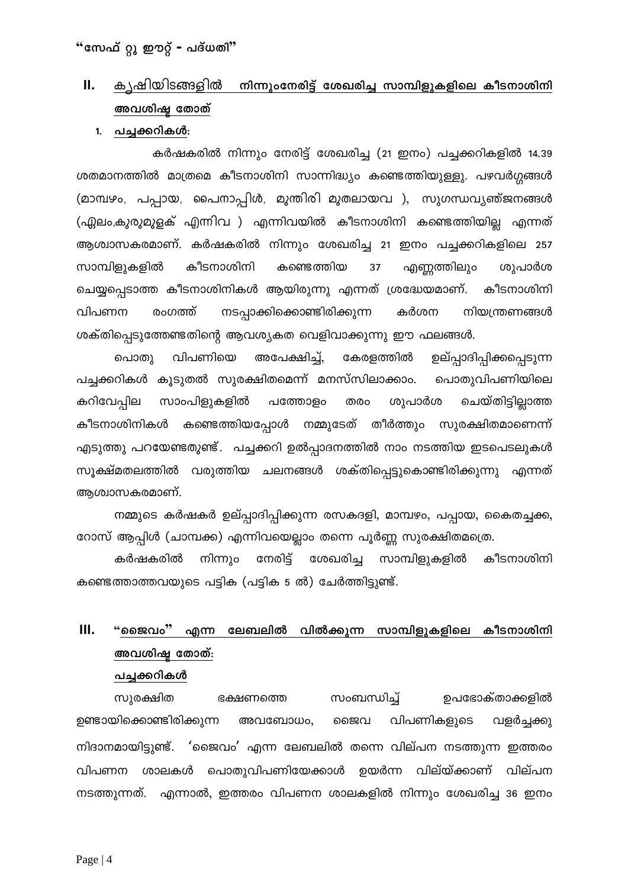"സേഫ് റ്റു ഈറ്റ് - പദ്ധതി"

## II. കൃഷിയിടങ്ങളിൽ നിന്നുംനേരിട്ട് ശേഖരിച്ച സാമ്പിളുകളിലെ കീടനാശിനി അവശിഷ്ട തോത്

### 1. പച്ചക്കറികൾ:

കർഷകരിൽ നിന്നും നേരിട്ട് ശേഖരിച്ച (21 ഇനം) പച്ചക്കറികളിൽ 14.39 ശതമാനത്തിൽ മാത്രമെ കീടനാശിനി സാന്നിദ്ധ്യം കണ്ടെത്തിയുള്ളു. പഴവർഗ്ഗങ്ങൾ (മാമ്പഴം, പപ്പായ, പൈനാപ്പിൾ, മുന്തിരി മുതലായവ ), സുഗന്ധവ്യഞ്ജനങ്ങൾ (ഏലം,കുരുമുളക് എന്നിവ ) എന്നിവയിൽ കീടനാശിനി കണ്ടെത്തിയില്ല എന്നത് ആശ്വാസകരമാണ്. കർഷകരിൽ നിന്നും ശേഖരിച്ച 21 ഇനം പച്ചക്കറികളിലെ 257 സാമ്പിളുകളിൽ കീടനാശിനി കണ്ടെത്തിയ 37 എണ്ണത്തിലും ശുപാർശ ചെയ്യപ്പെടാത്ത കീടനാശിനികൾ ആയിരുന്നു എന്നത് ശ്രദ്ധേയമാണ്. കീടനാശിനി വിപണന രംഗത്ത് നടപ്പാക്കിക്കൊണ്ടിരിക്കുന്ന കർശന നിയന്ത്രണങ്ങൾ ശക്തിപ്പെടുത്തേണ്ടതിന്റെ ആവശ്യകത വെളിവാക്കുന്നു ഈ ഫലങ്ങൾ.

പൊതു വിപണിയെ അപേക്ഷിച്ച്, കേരളത്തിൽ ഉല്പ്പാദിപ്പിക്കപ്പെടുന്ന പച്ചക്കറികൾ കൂടുതൽ സുരക്ഷിതമെന്ന് മനസ്സിലാക്കാം. പൊതുവിപണിയിലെ കറിവേപ്പില സാംപിളുകളിൽ പത്തോളം തരം ശുപാർശ ചെയ്തിട്ടില്ലാത്ത കീടനാശിനികൾ കണ്ടെത്തിയപ്പോൾ നമ്മുടേത് തീർത്തും സുരക്ഷിതമാണെന്ന് എടുത്തു പറയേണ്ടതുണ്ട്. പച്ചക്കറി ഉൽപ്പാദനത്തിൽ നാം നടത്തിയ ഇടപെടലുകൾ സൂക്ഷ്മതലത്തിൽ വരുത്തിയ ചലനങ്ങൾ ശക്തിപ്പെട്ടുകൊണ്ടിരിക്കുന്നു എന്നത് ആശ്വാസകരമാണ്.

നമ്മുടെ കർഷകർ ഉല്പ്പാദിപ്പിക്കുന്ന രസകദളി, മാമ്പഴം, പപ്പായ, കൈതച്ചക്ക, റോസ് ആപ്പിൾ (ചാമ്പക്ക) എന്നിവയെല്ലാം തന്നെ പൂർണ്ണ സുരക്ഷിതമത്രെ.

കർഷകരിൽ നിന്നും നേരിട്ട് ശേഖരിച്ച സാമ്പിളുകളിൽ കീടനാശിനി കണ്ടെത്താത്തവയുടെ പട്ടിക (പട്ടിക 5 ൽ) ചേർത്തിട്ടുണ്ട്.

## III. "ജൈവം" എന്ന ലേബലിൽ വിൽക്കുന്ന സാമ്പിളുകളിലെ കീടനാശിനി അവശിഷ്ട തോത്:

### പച്ചക്കറികൾ

സുരക്ഷിത ഭക്ഷണത്തെ സംബന്ധിച്ച് ഉപഭോക്താക്കളിൽ ഉണ്ടായിക്കൊണ്ടിരിക്കുന്ന അവബോധം, ജൈവ വിപണികളുടെ വളർച്ചക്കു നിദാനമായിട്ടുണ്ട്. 'ജൈവം' എന്ന ലേബലിൽ തന്നെ വില്പന നടത്തുന്ന ഇത്തരം വിപണന ശാലകൾ പൊതുവിപണിയേക്കാൾ ഉയർന്ന വില്യ്ക്കാണ് വില്പന നടത്തുന്നത്. എന്നാൽ, ഇത്തരം വിപണന ശാലകളിൽ നിന്നും ശേഖരിച്ച 36 ഇനം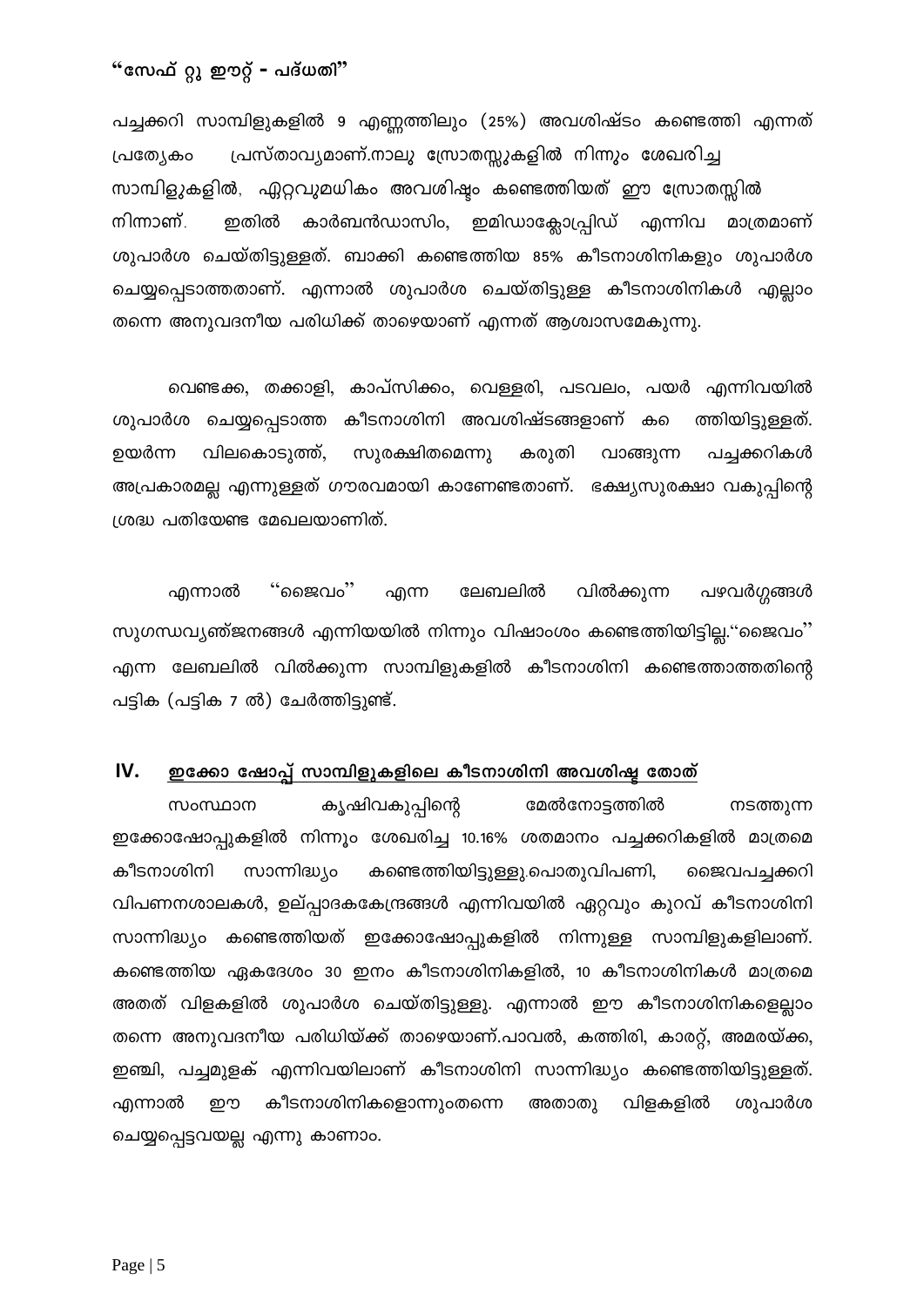**"സേഫ് റ്റു ഈറ്റ് - പദ്ധതി"**

പച്ചക്കറി സാമ്പിളുകളിൽ 9 എണ്ണത്തിലും (25%) അവശിഷ്ടം കണ്ടെത്തി എന്നത് പ്രത്യേകം പ്രസ്താവ്യമാണ്.നാലു സ്രോതസ്സുകളിൽ നിന്നും ശേഖരിച്ച സാമ്പിളുകളിൽ, ഏറ്റവുമധികം അവശിഷ്ടം കണ്ടെത്തിയത് ഈ സ്രോതസ്സിൽ നിന്നാണ്. ഇതിൽ കാർബൻഡാസിം, ഇമിഡാക്ലോപ്രിഡ് എന്നിവ മാത്രമാണ് ശുപാർശ ചെയ്തിട്ടുള്ളത്. ബാക്കി കണ്ടെത്തിയ 85% കീടനാശിനികളും ശുപാർശ ചെയ്യപ്പെടാത്തതാണ്. എന്നാൽ ശുപാർശ ചെയ്തിട്ടുള്ള കീടനാശിനികൾ എല്ലാം തന്നെ അനുവദനീയ പരിധിക്ക് താഴെയാണ് എന്നത് ആശ്വാസമേകുന്നു.

വെണ്ടക്ക, തക്കാളി, കാപ്സിക്കം, വെള്ളരി, പടവലം, പയർ എന്നിവയിൽ ശുപാർശ ചെയ്യപ്പെടാത്ത കീടനാശിനി അവശിഷ്ടങ്ങളാണ് കണ്ടെത്തിയിട്ടുള്ളത്. ഉയർന്ന വിലകൊടുത്ത്, സുരക്ഷിതമെന്നു കരുതി വാങ്ങുന്ന പച്ചക്കറികൾ അപ്രകാരമല്ല എന്നുള്ളത് ഗൗരവമായി കാണേണ്ടതാണ്. ഭക്ഷ്യസുരക്ഷാ വകുപ്പിന്റെ ശ്രദ്ധ പതിയേണ്ട മേഖലയാണിത്.

എന്നാൽ ''ജൈവം'' എന്ന ലേബലിൽ വിൽക്കുന്ന പഴവർഗ്ഗങ്ങൾ സുഗന്ധവ്യഞ്ജനങ്ങൾ എന്നിയയിൽ നിന്നും വിഷാംശം കണ്ടെത്തിയിട്ടില്ല.''ജൈവം'' എന്ന ലേബലിൽ വിൽക്കുന്ന സാമ്പിളുകളിൽ കീടനാശിനി കണ്ടെത്താത്തതിന്റെ പട്ടിക (പട്ടിക 7 ൽ) ചേർത്തിട്ടുണ്ട്.

## IV. ഇക്കോ ഷോപ്പ് സാമ്പിളുകളിലെ കീടനാശിനി അവശിഷ്ട തോത്

സംസ്ഥാന കൃഷിവകുപ്പിന്റെ മേൽനോട്ടത്തിൽ നടത്തുന്ന ഇക്കോഷോപ്പുകളിൽ നിന്നും ശേഖരിച്ച 10.16% ശതമാനം പച്ചക്കറികളിൽ മാത്രമെ കീടനാശിനി സാന്നിദ്ധ്യം കണ്ടെത്തിയിട്ടുള്ളു.പൊതുവിപണി, ജൈവപച്ചക്കറി വിപണനശാലകൾ, ഉല്പ്പാദകകേന്ദ്രങ്ങൾ എന്നിവയിൽ ഏറ്റവും കുറവ് കീടനാശിനി സാന്നിദ്ധ്യം കണ്ടെത്തിയത് ഇക്കോഷോപ്പുകളിൽ നിന്നുള്ള സാമ്പിളുകളിലാണ്. കണ്ടെത്തിയ ഏകദേശം 30 ഇനം കീടനാശിനികളിൽ, 10 കീടനാശിനികൾ മാത്രമെ അതത് വിളകളിൽ ശുപാർശ ചെയ്തിട്ടുള്ളു. എന്നാൽ ഈ കീടനാശിനികളെല്ലാം തന്നെ അനുവദനീയ പരിധിയ്ക്ക് താഴെയാണ്.പാവൽ, കത്തിരി, കാരറ്റ്, അമരയ്ക്ക, ഇഞ്ചി, പച്ചമുളക് എന്നിവയിലാണ് കീടനാശിനി സാന്നിദ്ധ്യം കണ്ടെത്തിയിട്ടുള്ളത്. എന്നാൽ ഈ കീടനാശിനികളൊന്നുംതന്നെ അതാതു വിളകളിൽ ശുപാർശ ചെയ്യപ്പെട്ടവയല്ല എന്നു കാണാം.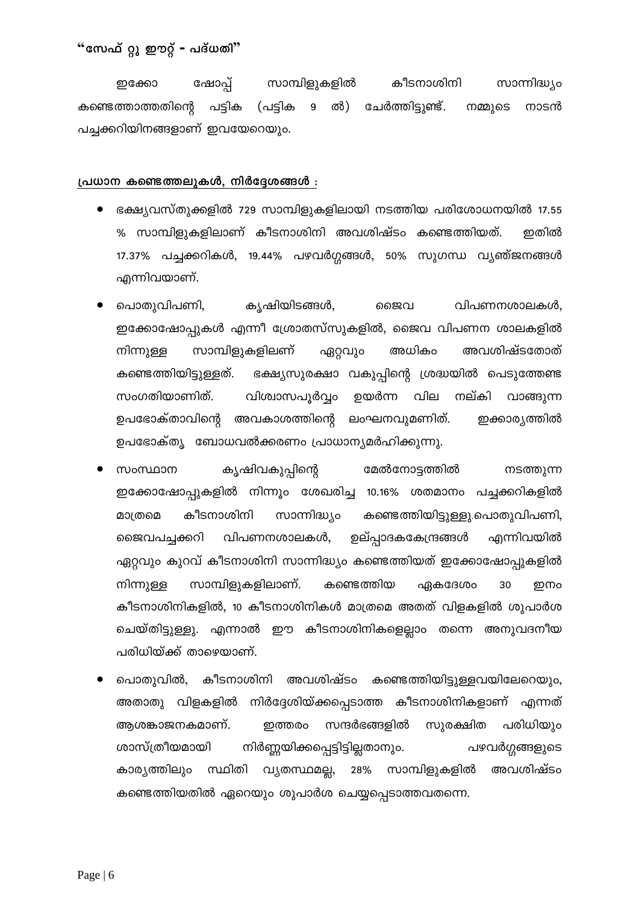**"സേഫ് റ്റു ഈറ്റ് - പദ്ധതി"**

ഇക്കോ ഷോപ്പ് സാമ്പിളുകളിൽ കീടനാശിനി സാന്നിദ്ധ്യം കണ്ടെത്താത്തതിന്റെ പട്ടിക (പട്ടിക 9 ൽ) ചേർത്തിട്ടുണ്ട്. നമ്മുടെ നാടൻ പച്ചക്കറിയിനങ്ങളാണ് ഇവയേറെയും.

**പ്രധാന കണ്ടെത്തലുകൾ, നിർദ്ദേശങ്ങൾ :**

- ഭക്ഷ്യവസ്തുക്കളിൽ 729 സാമ്പിളുകളിലായി നടത്തിയ പരിശോധനയിൽ 17.55 % സാമ്പിളുകളിലാണ് കീടനാശിനി അവശിഷ്ടം കണ്ടെത്തിയത്. ഇതിൽ 17.37% പച്ചക്കറികൾ, 19.44% പഴവർഗ്ഗങ്ങൾ, 50% സുഗന്ധ വ്യഞ്ജനങ്ങൾ എന്നിവയാണ്.
- പൊതുവിപണി, കൃഷിയിടങ്ങൾ, ജൈവ വിപണനശാലകൾ, ഇക്കോഷോപ്പുകൾ എന്നീ ശ്രോതസ്സുകളിൽ, ജൈവ വിപണന ശാലകളിൽ നിന്നുള്ള സാമ്പിളുകളിലണ് ഏറ്റവും അധികം അവശിഷ്ടതോത് കണ്ടെത്തിയിട്ടുള്ളത്. ഭക്ഷ്യസുരക്ഷാ വകുപ്പിന്റെ ശ്രദ്ധയിൽ പെടുത്തേണ്ട സംഗതിയാണിത്. വിശ്വാസപൂർവ്വം ഉയർന്ന വില നല്കി വാങ്ങുന്ന ഉപഭോക്താവിന്റെ അവകാശത്തിന്റെ ലംഘനവുമണിത്. ഇക്കാര്യത്തിൽ ഉപഭോക്തൃ ബോധവൽക്കരണം പ്രാധാന്യമർഹിക്കുന്നു.
- സംസ്ഥാന കൃഷിവകുപ്പിന്റെ മേൽനോട്ടത്തിൽ നടത്തുന്ന ഇക്കോഷോപ്പുകളിൽ നിന്നും ശേഖരിച്ച 10.16% ശതമാനം പച്ചക്കറികളിൽ മാത്രമെ കീടനാശിനി സാന്നിദ്ധ്യം കണ്ടെത്തിയിട്ടുള്ളു.പൊതുവിപണി, ജൈവപച്ചക്കറി വിപണനശാലകൾ, ഉല്പ്പാദകകേന്ദ്രങ്ങൾ എന്നിവയിൽ ഏറ്റവും കുറവ് കീടനാശിനി സാന്നിദ്ധ്യം കണ്ടെത്തിയത് ഇക്കോഷോപ്പുകളിൽ നിന്നുള്ള സാമ്പിളുകളിലാണ്. കണ്ടെത്തിയ ഏകദേശം 30 ഇനം കീടനാശിനികളിൽ, 10 കീടനാശിനികൾ മാത്രമെ അതത് വിളകളിൽ ശുപാർശ ചെയ്തിട്ടുള്ളു. എന്നാൽ ഈ കീടനാശിനികളെല്ലാം തന്നെ അനുവദനീയ പരിധിയ്ക്ക് താഴെയാണ്.
- പൊതുവിൽ, കീടനാശിനി അവശിഷ്ടം കണ്ടെത്തിയിട്ടുള്ളവയിലേറെയും, അതാതു വിളകളിൽ നിർദ്ദേശിയ്ക്കപ്പെടാത്ത കീടനാശിനികളാണ് എന്നത് ആശങ്കാജനകമാണ്. ഇത്തരം സന്ദർഭങ്ങളിൽ സുരക്ഷിത പരിധിയും ശാസ്ത്രീയമായി നിർണ്ണയിക്കപ്പെട്ടിട്ടില്ലതാനും. പഴവർഗ്ഗങ്ങളുടെ കാര്യത്തിലും സ്ഥിതി വ്യതസ്ഥമല്ല, 28% സാമ്പിളുകളിൽ അവശിഷ്ടം കണ്ടെത്തിയതിൽ ഏറെയും ശുപാർശ ചെയ്യപ്പെടാത്തവതന്നെ.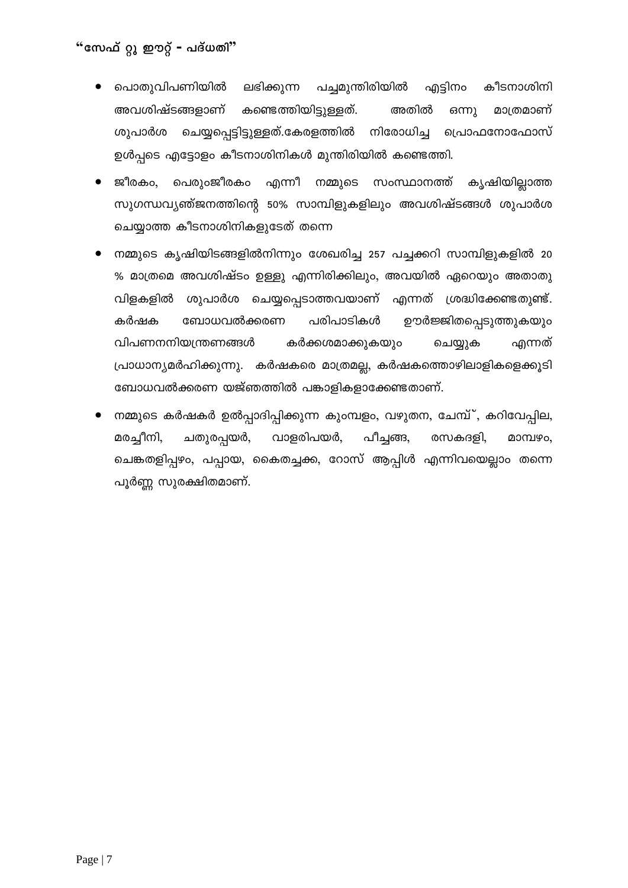## "സേഫ് റ്റു ഈറ്റ് - പദ്ധതി"

- പൊതുവിപണിയിൽ ലഭിക്കുന്ന പച്ചമുന്തിരിയിൽ എട്ടിനം കീടനാശിനി അവശിഷ്ടങ്ങളാണ് കണ്ടെത്തിയിട്ടുള്ളത്. അതിൽ ഒന്നു മാത്രമാണ് ശുപാർശ ചെയ്യപ്പെട്ടിട്ടുള്ളത്.കേരളത്തിൽ നിരോധിച്ച പ്രൊഫനോഫോസ് ഉൾപ്പടെ എട്ടോളം കീടനാശിനികൾ മുന്തിരിയിൽ കണ്ടെത്തി.
- ജീരകം, പെരുംജീരകം എന്നീ നമ്മുടെ സംസ്ഥാനത്ത് കൃഷിയില്ലാത്ത സുഗന്ധവ്യഞ്ജനത്തിന്റെ 50% സാമ്പിളുകളിലും അവശിഷ്ടങ്ങൾ ശുപാർശ ചെയ്യാത്ത കീടനാശിനികളുടേത് തന്നെ
- നമ്മുടെ കൃഷിയിടങ്ങളിൽനിന്നും ശേഖരിച്ച 257 പച്ചക്കറി സാമ്പിളുകളിൽ 20 % മാത്രമെ അവശിഷ്ടം ഉള്ളു എന്നിരിക്കിലും, അവയിൽ ഏറെയും അതാതു വിളകളിൽ ശുപാർശ ചെയ്യപ്പെടാത്തവയാണ് എന്നത് ശ്രദ്ധിക്കേണ്ടതുണ്ട്. കർഷക ബോധവൽക്കരണ പരിപാടികൾ ഊർജ്ജിതപ്പെടുത്തുകയും വിപണനനിയന്ത്രണങ്ങൾ കർക്കശമാക്കുകയും ചെയ്യുക എന്നത് പ്രാധാന്യമർഹിക്കുന്നു. കർഷകരെ മാത്രമല്ല, കർഷകത്തൊഴിലാളികളെക്കൂടി ബോധവൽക്കരണ യജ്ഞത്തിൽ പങ്കാളികളാക്കേണ്ടതാണ്.
- നമ്മുടെ കർഷകർ ഉൽപ്പാദിപ്പിക്കുന്ന കുംമ്പളം, വഴുതന, ചേമ്പ്, കറിവേപ്പില, മരച്ചീനി, ചതുരപ്പയർ, വാളരിപയർ, പീച്ചങ്ങ, രസകദളി, മാമ്പഴം, ചെങ്കതളിപ്പഴം, പപ്പായ, കൈതച്ചക്ക, റോസ് ആപ്പിൾ എന്നിവയെല്ലാം തന്നെ പൂർണ്ണ സുരക്ഷിതമാണ്.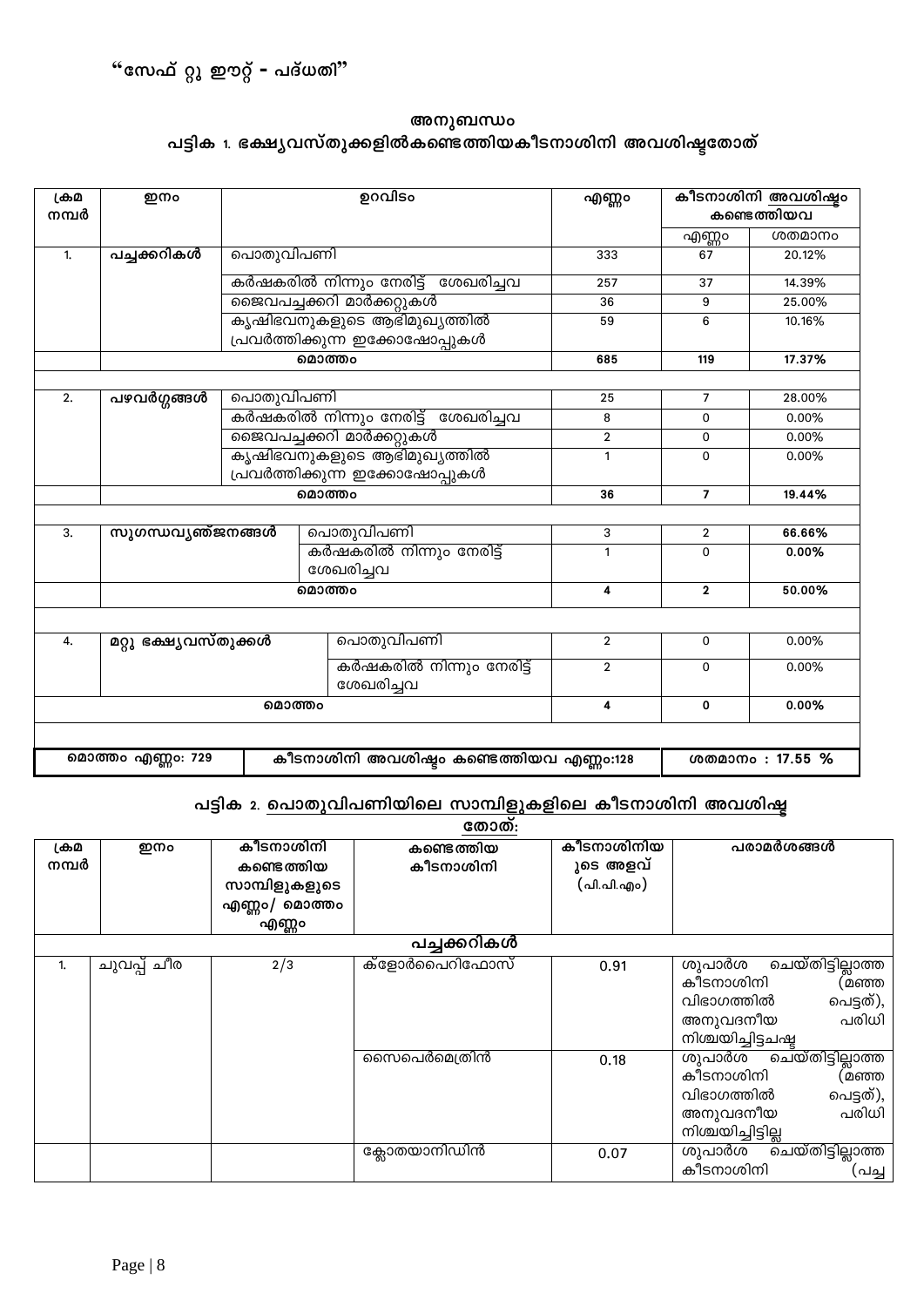"സേഫ് റ്റു ഈറ്റ് - പദ്ധതി"

## അനുബന്ധം

### പട്ടിക 1. ഭക്ഷ്യവസ്തുക്കളിൽകണ്ടെത്തിയകീടനാശിനി അവശിഷ്ടതോത്

| ക്രമ നമ്പർ | ഇനം | ഉറവിടം | എണ്ണം | കീടനാശിനി അവശിഷ്ടം കണ്ടെത്തിയവ | |
|---|---|---|---|---|---|
| | | | | എണ്ണം | ശതമാനം |
| 1. | പച്ചക്കറികൾ | പൊതുവിപണി | 333 | 67 | 20.12% |
| | | കർഷകരിൽ നിന്നും നേരിട്ട് ശേഖരിച്ചവ | 257 | 37 | 14.39% |
| | | ജൈവപച്ചക്കറി മാർക്കറ്റുകൾ | 36 | 9 | 25.00% |
| | | കൃഷിഭവനുകളുടെ ആഭിമുഖ്യത്തിൽ പ്രവർത്തിക്കുന്ന ഇക്കോഷോപ്പുകൾ | 59 | 6 | 10.16% |
| | മൊത്തം | | **685** | **119** | **17.37%** |
| 2. | പഴവർഗ്ഗങ്ങൾ | പൊതുവിപണി | 25 | 7 | 28.00% |
| | | കർഷകരിൽ നിന്നും നേരിട്ട് ശേഖരിച്ചവ | 8 | 0 | 0.00% |
| | | ജൈവപച്ചക്കറി മാർക്കറ്റുകൾ | 2 | 0 | 0.00% |
| | | കൃഷിഭവനുകളുടെ ആഭിമുഖ്യത്തിൽ പ്രവർത്തിക്കുന്ന ഇക്കോഷോപ്പുകൾ | 1 | 0 | 0.00% |
| | മൊത്തം | | **36** | **7** | **19.44%** |
| 3. | സുഗന്ധവ്യഞ്ജനങ്ങൾ | പൊതുവിപണി | 3 | 2 | **66.66%** |
| | | കർഷകരിൽ നിന്നും നേരിട്ട് ശേഖരിച്ചവ | 1 | 0 | **0.00%** |
| | മൊത്തം | | **4** | **2** | **50.00%** |
| 4. | മറ്റു ഭക്ഷ്യവസ്തുക്കൾ | പൊതുവിപണി | 2 | 0 | 0.00% |
| | | കർഷകരിൽ നിന്നും നേരിട്ട് ശേഖരിച്ചവ | 2 | 0 | 0.00% |
| | മൊത്തം | | **4** | **0** | **0.00%** |
| **മൊത്തം എണ്ണം: 729** | | **കീടനാശിനി അവശിഷ്ടം കണ്ടെത്തിയവ എണ്ണം:128** | | **ശതമാനം : 17.55 %** | |

### പട്ടിക 2. പൊതുവിപണിയിലെ സാമ്പിളുകളിലെ കീടനാശിനി അവശിഷ്ട തോത്:

| ക്രമ നമ്പർ | ഇനം | കീടനാശിനി കണ്ടെത്തിയ സാമ്പിളുകളുടെ എണ്ണം/ മൊത്തം എണ്ണം | കണ്ടെത്തിയ കീടനാശിനി | കീടനാശിനിയുടെ അളവ് (പി.പി.എം) | പരാമർശങ്ങൾ |
|---|---|---|---|---|---|
| | | | **പച്ചക്കറികൾ** | | |
| 1. | ചുവപ്പ് ചീര | 2/3 | ക്ളോർപൈറിഫോസ് | 0.91 | ശുപാർശ ചെയ്തിട്ടില്ലാത്ത കീടനാശിനി (മഞ്ഞ വിഭാഗത്തിൽ പെട്ടത്), അനുവദനീയ പരിധി നിശ്ചയിച്ചിട്ടചഷ്ട |
| | | | സൈപെർമെത്രിൻ | 0.18 | ശുപാർശ ചെയ്തിട്ടില്ലാത്ത കീടനാശിനി (മഞ്ഞ വിഭാഗത്തിൽ പെട്ടത്), അനുവദനീയ പരിധി നിശ്ചയിച്ചിട്ടില്ല |
| | | | ക്ലോതയാനിഡിൻ | 0.07 | ശുപാർശ ചെയ്തിട്ടില്ലാത്ത കീടനാശിനി (പച്ച |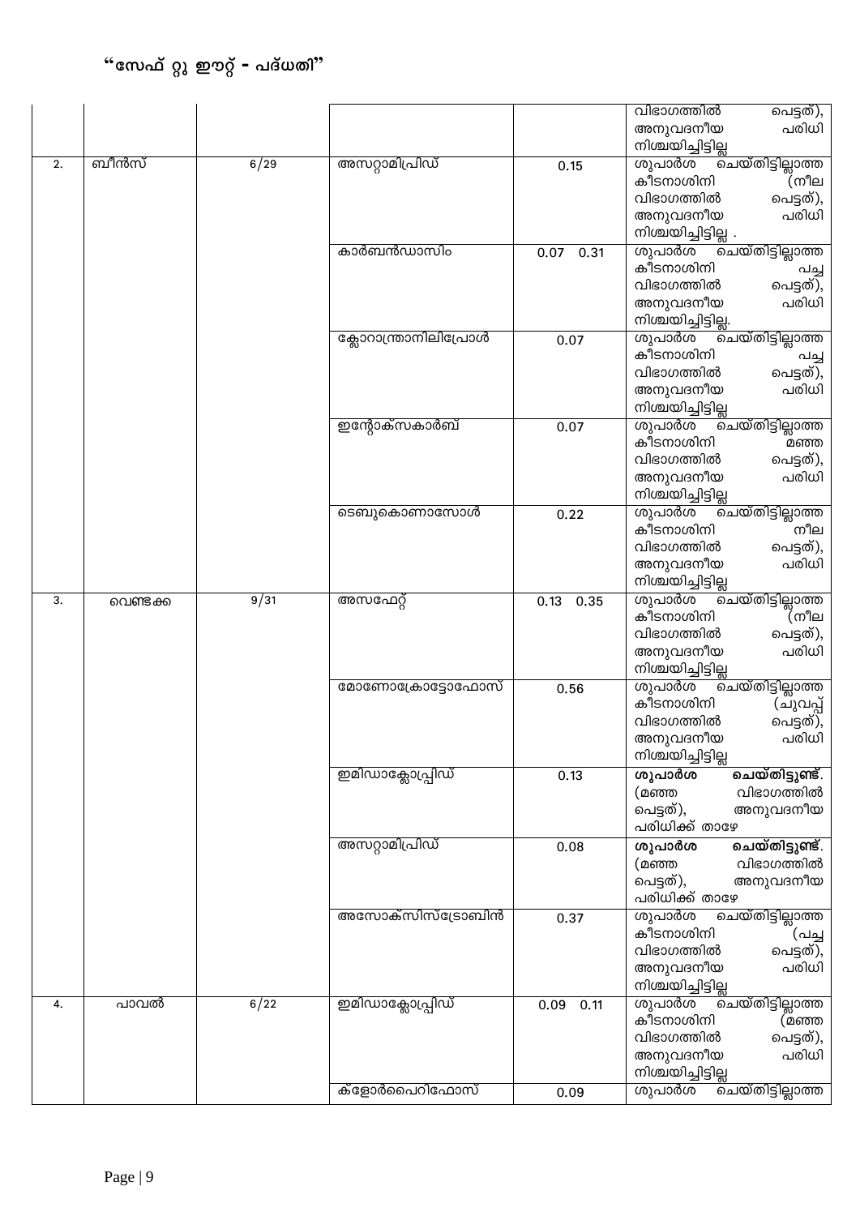| | | | | | വിഭാഗത്തിൽ പെട്ടത്), അനുവദനീയ പരിധി നിശ്ചയിച്ചിട്ടില്ല |
|---|---|---|---|---|---|
| 2. | ബീൻസ് | 6/29 | അസറ്റാമിപ്രിഡ് | 0.15 | ശുപാർശ ചെയ്തിട്ടില്ലാത്ത കീടനാശിനി (നീല വിഭാഗത്തിൽ പെട്ടത്), അനുവദനീയ പരിധി നിശ്ചയിച്ചിട്ടില്ല . |
| | | | കാർബൻഡാസിം | 0.07 0.31 | ശുപാർശ ചെയ്തിട്ടില്ലാത്ത കീടനാശിനി പച്ച വിഭാഗത്തിൽ പെട്ടത്), അനുവദനീയ പരിധി നിശ്ചയിച്ചിട്ടില്ല. |
| | | | ക്ലോറാന്ത്രാനിലിപ്രോൾ | 0.07 | ശുപാർശ ചെയ്തിട്ടില്ലാത്ത കീടനാശിനി പച്ച വിഭാഗത്തിൽ പെട്ടത്), അനുവദനീയ പരിധി നിശ്ചയിച്ചിട്ടില്ല |
| | | | ഇന്റോക്സകാർബ് | 0.07 | ശുപാർശ ചെയ്തിട്ടില്ലാത്ത കീടനാശിനി മഞ്ഞ വിഭാഗത്തിൽ പെട്ടത്), അനുവദനീയ പരിധി നിശ്ചയിച്ചിട്ടില്ല |
| | | | ടെബുകൊണാസോൾ | 0.22 | ശുപാർശ ചെയ്തിട്ടില്ലാത്ത കീടനാശിനി നീല വിഭാഗത്തിൽ പെട്ടത്), അനുവദനീയ പരിധി നിശ്ചയിച്ചിട്ടില്ല |
| 3. | വെണ്ടക്ക | 9/31 | അസഫേറ്റ് | 0.13 0.35 | ശുപാർശ ചെയ്തിട്ടില്ലാത്ത കീടനാശിനി (നീല വിഭാഗത്തിൽ പെട്ടത്), അനുവദനീയ പരിധി നിശ്ചയിച്ചിട്ടില്ല |
| | | | മോണോക്രോട്ടോഫോസ് | 0.56 | ശുപാർശ ചെയ്തിട്ടില്ലാത്ത കീടനാശിനി (ചുവപ്പ് വിഭാഗത്തിൽ പെട്ടത്), അനുവദനീയ പരിധി നിശ്ചയിച്ചിട്ടില്ല |
| | | | ഇമിഡാക്ലോപ്രിഡ് | 0.13 | **ശുപാർശ ചെയ്തിട്ടുണ്ട്.** (മഞ്ഞ വിഭാഗത്തിൽ പെട്ടത്), അനുവദനീയ പരിധിക്ക് താഴേ |
| | | | അസറ്റാമിപ്രിഡ് | 0.08 | **ശുപാർശ ചെയ്തിട്ടുണ്ട്.** (മഞ്ഞ വിഭാഗത്തിൽ പെട്ടത്), അനുവദനീയ പരിധിക്ക് താഴേ |
| | | | അസോക്സിസ്ട്രോബിൻ | 0.37 | ശുപാർശ ചെയ്തിട്ടില്ലാത്ത കീടനാശിനി (പച്ച വിഭാഗത്തിൽ പെട്ടത്), അനുവദനീയ പരിധി നിശ്ചയിച്ചിട്ടില്ല |
| 4. | പാവൽ | 6/22 | ഇമിഡാക്ലോപ്രിഡ് | 0.09 0.11 | ശുപാർശ ചെയ്തിട്ടില്ലാത്ത കീടനാശിനി (മഞ്ഞ വിഭാഗത്തിൽ പെട്ടത്), അനുവദനീയ പരിധി നിശ്ചയിച്ചിട്ടില്ല |
| | | | ക്ളോർപൈറിഫോസ് | 0.09 | ശുപാർശ ചെയ്തിട്ടില്ലാത്ത |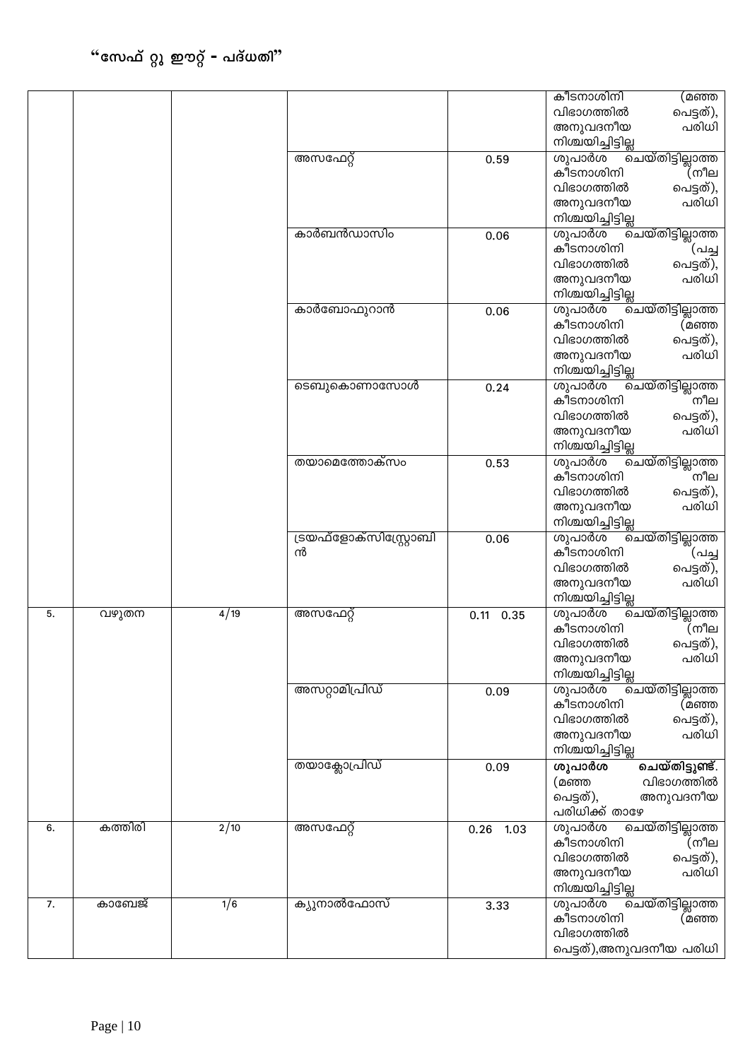# “സേഫ് റ്റു ഈറ്റ് - പദ്ധതി”

| | | | | | |
|---|---|---|---|---|---|
| | | | | | കീടനാശിനി (മഞ്ഞ വിഭാഗത്തിൽ പെട്ടത്), അനുവദനീയ പരിധി നിശ്ചയിച്ചിട്ടില്ല |
| | | | അസഫേറ്റ് | 0.59 | ശുപാർശ ചെയ്തിട്ടില്ലാത്ത കീടനാശിനി (നീല വിഭാഗത്തിൽ പെട്ടത്), അനുവദനീയ പരിധി നിശ്ചയിച്ചിട്ടില്ല |
| | | | കാർബൻഡാസിം | 0.06 | ശുപാർശ ചെയ്തിട്ടില്ലാത്ത കീടനാശിനി (പച്ച വിഭാഗത്തിൽ പെട്ടത്), അനുവദനീയ പരിധി നിശ്ചയിച്ചിട്ടില്ല |
| | | | കാർബോഫുറാൻ | 0.06 | ശുപാർശ ചെയ്തിട്ടില്ലാത്ത കീടനാശിനി (മഞ്ഞ വിഭാഗത്തിൽ പെട്ടത്), അനുവദനീയ പരിധി നിശ്ചയിച്ചിട്ടില്ല |
| | | | ടെബുകൊണാസോൾ | 0.24 | ശുപാർശ ചെയ്തിട്ടില്ലാത്ത കീടനാശിനി നീല വിഭാഗത്തിൽ പെട്ടത്), അനുവദനീയ പരിധി നിശ്ചയിച്ചിട്ടില്ല |
| | | | തയാമെത്തോക്സം | 0.53 | ശുപാർശ ചെയ്തിട്ടില്ലാത്ത കീടനാശിനി നീല വിഭാഗത്തിൽ പെട്ടത്), അനുവദനീയ പരിധി നിശ്ചയിച്ചിട്ടില്ല |
| | | | ട്രയഫ്ളോക്സിസ്ട്രോബിൻ | 0.06 | ശുപാർശ ചെയ്തിട്ടില്ലാത്ത കീടനാശിനി (പച്ച വിഭാഗത്തിൽ പെട്ടത്), അനുവദനീയ പരിധി നിശ്ചയിച്ചിട്ടില്ല |
| 5. | വഴുതന | 4/19 | അസഫേറ്റ് | 0.11 0.35 | ശുപാർശ ചെയ്തിട്ടില്ലാത്ത കീടനാശിനി (നീല വിഭാഗത്തിൽ പെട്ടത്), അനുവദനീയ പരിധി നിശ്ചയിച്ചിട്ടില്ല |
| | | | അസറ്റാമിപ്രിഡ് | 0.09 | ശുപാർശ ചെയ്തിട്ടില്ലാത്ത കീടനാശിനി (മഞ്ഞ വിഭാഗത്തിൽ പെട്ടത്), അനുവദനീയ പരിധി നിശ്ചയിച്ചിട്ടില്ല |
| | | | തയാക്ലോപ്രിഡ് | 0.09 | **ശുപാർശ ചെയ്തിട്ടുണ്ട്.** (മഞ്ഞ വിഭാഗത്തിൽ പെട്ടത്), അനുവദനീയ പരിധിക്ക് താഴേ |
| 6. | കത്തിരി | 2/10 | അസഫേറ്റ് | 0.26 1.03 | ശുപാർശ ചെയ്തിട്ടില്ലാത്ത കീടനാശിനി (നീല വിഭാഗത്തിൽ പെട്ടത്), അനുവദനീയ പരിധി നിശ്ചയിച്ചിട്ടില്ല |
| 7. | കാബേജ് | 1/6 | ക്യുനാൽഫോസ് | 3.33 | ശുപാർശ ചെയ്തിട്ടില്ലാത്ത കീടനാശിനി (മഞ്ഞ വിഭാഗത്തിൽ പെട്ടത്),അനുവദനീയ പരിധി |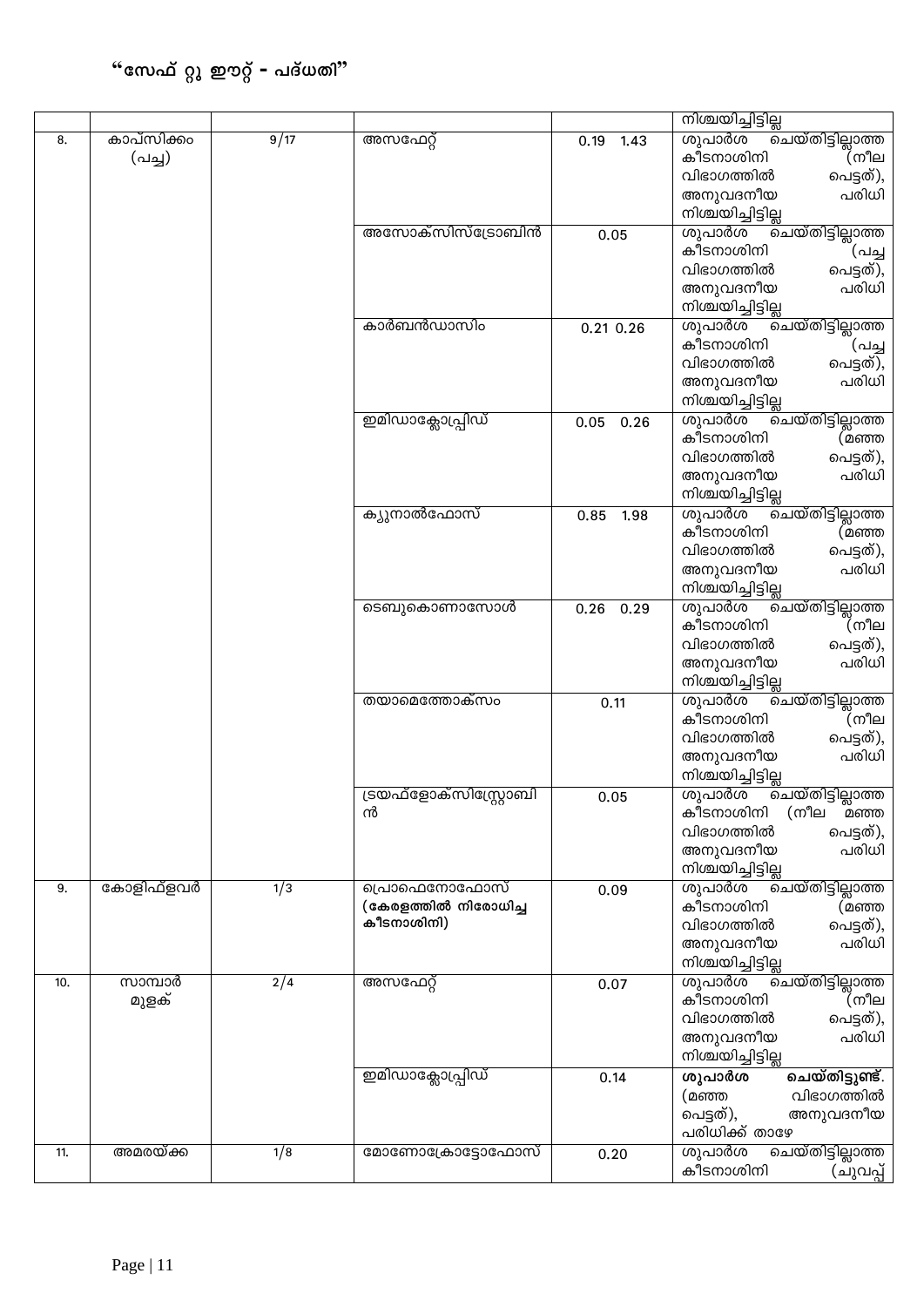"സേഫ് റ്റു ഈറ്റ് - പദ്ധതി"

| | | | | | |
|---|---|---|---|---|---|
| | | | | | നിശ്ചയിച്ചിട്ടില്ല |
| 8. | കാപ്സിക്കം (പച്ച) | 9/17 | അസഫേറ്റ് | 0.19 1.43 | ശുപാർശ ചെയ്തിട്ടില്ലാത്ത കീടനാശിനി (നീല വിഭാഗത്തിൽ പെട്ടത്), അനുവദനീയ പരിധി നിശ്ചയിച്ചിട്ടില്ല |
| | | | അസോക്സിസ്ട്രോബിൻ | 0.05 | ശുപാർശ ചെയ്തിട്ടില്ലാത്ത കീടനാശിനി (പച്ച വിഭാഗത്തിൽ പെട്ടത്), അനുവദനീയ പരിധി നിശ്ചയിച്ചിട്ടില്ല |
| | | | കാർബൻഡാസിം | 0.21 0.26 | ശുപാർശ ചെയ്തിട്ടില്ലാത്ത കീടനാശിനി (പച്ച വിഭാഗത്തിൽ പെട്ടത്), അനുവദനീയ പരിധി നിശ്ചയിച്ചിട്ടില്ല |
| | | | ഇമിഡാക്ലോപ്രിഡ് | 0.05 0.26 | ശുപാർശ ചെയ്തിട്ടില്ലാത്ത കീടനാശിനി (മഞ്ഞ വിഭാഗത്തിൽ പെട്ടത്), അനുവദനീയ പരിധി നിശ്ചയിച്ചിട്ടില്ല |
| | | | ക്യുനാൽഫോസ് | 0.85 1.98 | ശുപാർശ ചെയ്തിട്ടില്ലാത്ത കീടനാശിനി (മഞ്ഞ വിഭാഗത്തിൽ പെട്ടത്), അനുവദനീയ പരിധി നിശ്ചയിച്ചിട്ടില്ല |
| | | | ടെബുകൊണാസോൾ | 0.26 0.29 | ശുപാർശ ചെയ്തിട്ടില്ലാത്ത കീടനാശിനി (നീല വിഭാഗത്തിൽ പെട്ടത്), അനുവദനീയ പരിധി നിശ്ചയിച്ചിട്ടില്ല |
| | | | തയാമെത്തോക്സം | 0.11 | ശുപാർശ ചെയ്തിട്ടില്ലാത്ത കീടനാശിനി (നീല വിഭാഗത്തിൽ പെട്ടത്), അനുവദനീയ പരിധി നിശ്ചയിച്ചിട്ടില്ല |
| | | | ട്രയഫ്ളോക്സിസ്റ്റ്രോബിൻ | 0.05 | ശുപാർശ ചെയ്തിട്ടില്ലാത്ത കീടനാശിനി (നീല മഞ്ഞ വിഭാഗത്തിൽ പെട്ടത്), അനുവദനീയ പരിധി നിശ്ചയിച്ചിട്ടില്ല |
| 9. | കോളിഫ്ളവർ | 1/3 | പ്രൊഫെനോഫോസ് **(കേരളത്തിൽ നിരോധിച്ച കീടനാശിനി)** | 0.09 | ശുപാർശ ചെയ്തിട്ടില്ലാത്ത കീടനാശിനി (മഞ്ഞ വിഭാഗത്തിൽ പെട്ടത്), അനുവദനീയ പരിധി നിശ്ചയിച്ചിട്ടില്ല |
| 10. | സാമ്പാർ മുളക് | 2/4 | അസഫേറ്റ് | 0.07 | ശുപാർശ ചെയ്തിട്ടില്ലാത്ത കീടനാശിനി (നീല വിഭാഗത്തിൽ പെട്ടത്), അനുവദനീയ പരിധി നിശ്ചയിച്ചിട്ടില്ല |
| | | | ഇമിഡാക്ലോപ്രിഡ് | 0.14 | **ശുപാർശ ചെയ്തിട്ടുണ്ട്.** (മഞ്ഞ വിഭാഗത്തിൽ പെട്ടത്), അനുവദനീയ പരിധിക്ക് താഴെ |
| 11. | അമരയ്ക്ക | 1/8 | മോണോക്രോട്ടോഫോസ് | 0.20 | ശുപാർശ ചെയ്തിട്ടില്ലാത്ത കീടനാശിനി (ചുവപ്പ് |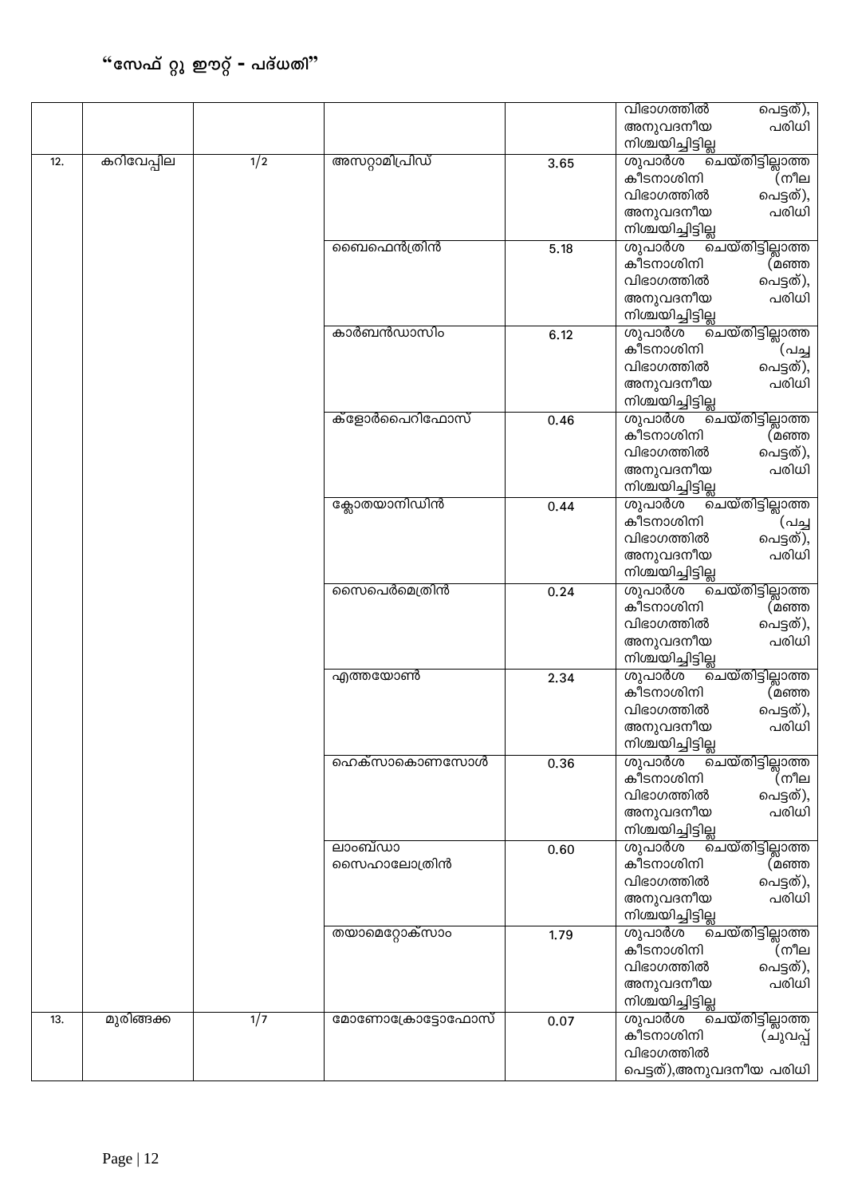## "സേഫ് റ്റു ഈറ്റ് - പദ്ധതി"

| | | | | | |
|---|---|---|---|---|---|
| | | | | | വിഭാഗത്തിൽ പെട്ടത്), അനുവദനീയ പരിധി നിശ്ചയിച്ചിട്ടില്ല |
| 12. | കറിവേപ്പില | 1/2 | അസറ്റാമിപ്രിഡ് | 3.65 | ശുപാർശ ചെയ്തിട്ടില്ലാത്ത കീടനാശിനി (നീല വിഭാഗത്തിൽ പെട്ടത്), അനുവദനീയ പരിധി നിശ്ചയിച്ചിട്ടില്ല |
| | | | ബൈഫെൻത്രിൻ | 5.18 | ശുപാർശ ചെയ്തിട്ടില്ലാത്ത കീടനാശിനി (മഞ്ഞ വിഭാഗത്തിൽ പെട്ടത്), അനുവദനീയ പരിധി നിശ്ചയിച്ചിട്ടില്ല |
| | | | കാർബൻഡാസിം | 6.12 | ശുപാർശ ചെയ്തിട്ടില്ലാത്ത കീടനാശിനി (പച്ച വിഭാഗത്തിൽ പെട്ടത്), അനുവദനീയ പരിധി നിശ്ചയിച്ചിട്ടില്ല |
| | | | ക്ലോർപൈറിഫോസ് | 0.46 | ശുപാർശ ചെയ്തിട്ടില്ലാത്ത കീടനാശിനി (മഞ്ഞ വിഭാഗത്തിൽ പെട്ടത്), അനുവദനീയ പരിധി നിശ്ചയിച്ചിട്ടില്ല |
| | | | ക്ലോതയാനിഡിൻ | 0.44 | ശുപാർശ ചെയ്തിട്ടില്ലാത്ത കീടനാശിനി (പച്ച വിഭാഗത്തിൽ പെട്ടത്), അനുവദനീയ പരിധി നിശ്ചയിച്ചിട്ടില്ല |
| | | | സൈപെർമെത്രിൻ | 0.24 | ശുപാർശ ചെയ്തിട്ടില്ലാത്ത കീടനാശിനി (മഞ്ഞ വിഭാഗത്തിൽ പെട്ടത്), അനുവദനീയ പരിധി നിശ്ചയിച്ചിട്ടില്ല |
| | | | എത്തയോൺ | 2.34 | ശുപാർശ ചെയ്തിട്ടില്ലാത്ത കീടനാശിനി (മഞ്ഞ വിഭാഗത്തിൽ പെട്ടത്), അനുവദനീയ പരിധി നിശ്ചയിച്ചിട്ടില്ല |
| | | | ഹെക്സാകൊണസോൾ | 0.36 | ശുപാർശ ചെയ്തിട്ടില്ലാത്ത കീടനാശിനി (നീല വിഭാഗത്തിൽ പെട്ടത്), അനുവദനീയ പരിധി നിശ്ചയിച്ചിട്ടില്ല |
| | | | ലാംബ്ഡാ സൈഹാലോത്രിൻ | 0.60 | ശുപാർശ ചെയ്തിട്ടില്ലാത്ത കീടനാശിനി (മഞ്ഞ വിഭാഗത്തിൽ പെട്ടത്), അനുവദനീയ പരിധി നിശ്ചയിച്ചിട്ടില്ല |
| | | | തയാമെറ്റോക്സാം | 1.79 | ശുപാർശ ചെയ്തിട്ടില്ലാത്ത കീടനാശിനി (നീല വിഭാഗത്തിൽ പെട്ടത്), അനുവദനീയ പരിധി നിശ്ചയിച്ചിട്ടില്ല |
| 13. | മുരിങ്ങക്ക | 1/7 | മോണോക്രോട്ടോഫോസ് | 0.07 | ശുപാർശ ചെയ്തിട്ടില്ലാത്ത കീടനാശിനി (ചുവപ്പ് വിഭാഗത്തിൽ പെട്ടത്),അനുവദനീയ പരിധി |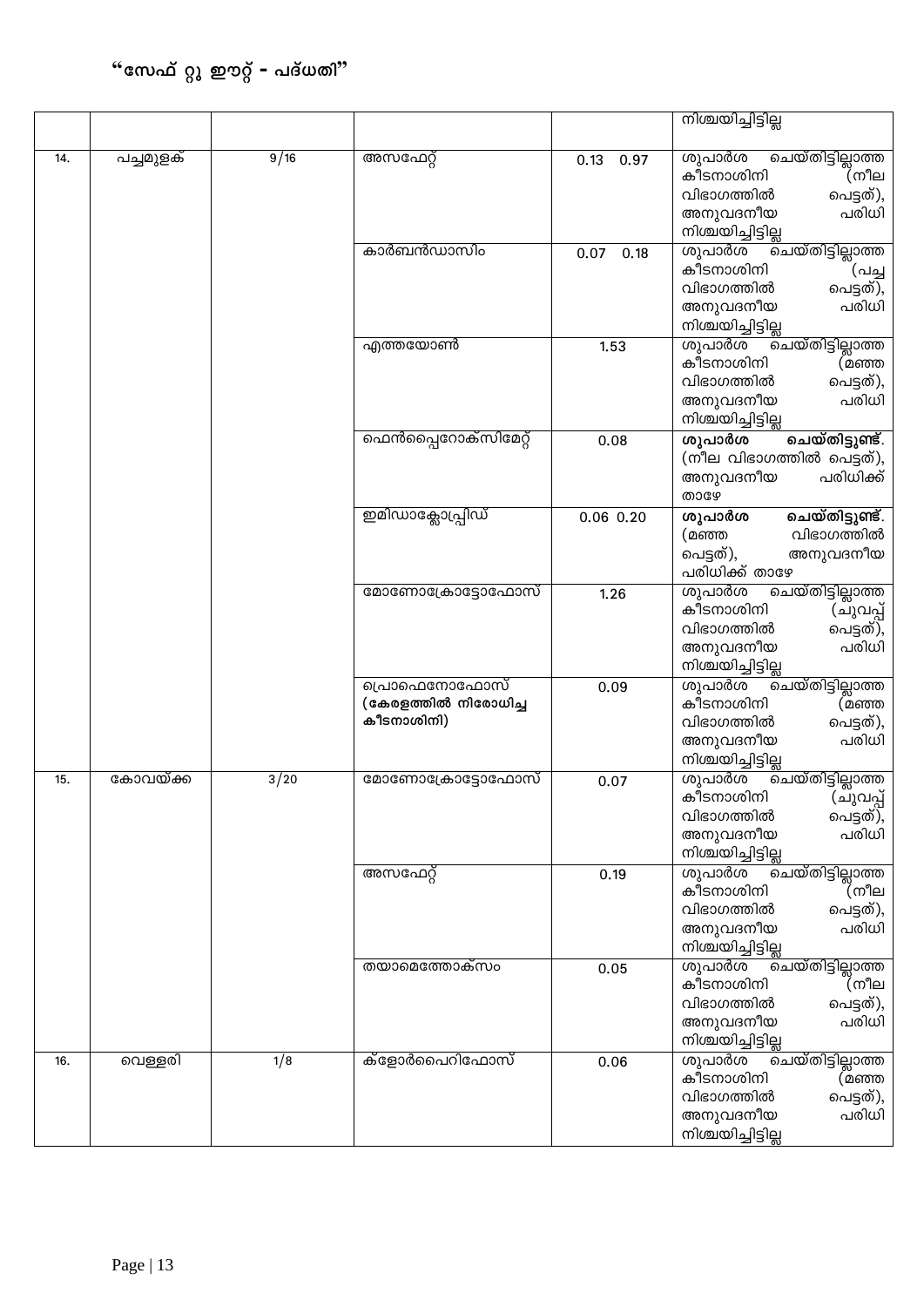# “സേഫ് റ്റു ഈറ്റ് - പദ്ധതി”

| | | | | | |
|---|---|---|---|---|---|
| | | | | | നിശ്ചയിച്ചിട്ടില്ല |
| 14. | പച്ചമുളക് | 9/16 | അസഫേറ്റ് | 0.13 0.97 | ശുപാർശ ചെയ്തിട്ടില്ലാത്ത കീടനാശിനി (നീല വിഭാഗത്തിൽ പെട്ടത്), അനുവദനീയ പരിധി നിശ്ചയിച്ചിട്ടില്ല |
| | | | കാർബൻഡാസിം | 0.07 0.18 | ശുപാർശ ചെയ്തിട്ടില്ലാത്ത കീടനാശിനി (പച്ച വിഭാഗത്തിൽ പെട്ടത്), അനുവദനീയ പരിധി നിശ്ചയിച്ചിട്ടില്ല |
| | | | എത്തയോൺ | 1.53 | ശുപാർശ ചെയ്തിട്ടില്ലാത്ത കീടനാശിനി (മഞ്ഞ വിഭാഗത്തിൽ പെട്ടത്), അനുവദനീയ പരിധി നിശ്ചയിച്ചിട്ടില്ല |
| | | | ഫെൻപ്പൈറോക്സിമേറ്റ് | 0.08 | **ശുപാർശ ചെയ്തിട്ടുണ്ട്**. (നീല വിഭാഗത്തിൽ പെട്ടത്), അനുവദനീയ പരിധിക്ക് താഴേ |
| | | | ഇമിഡാക്ലോപ്രിഡ് | 0.06 0.20 | **ശുപാർശ ചെയ്തിട്ടുണ്ട്**. (മഞ്ഞ വിഭാഗത്തിൽ പെട്ടത്), അനുവദനീയ പരിധിക്ക് താഴേ |
| | | | മോണോക്രോട്ടോഫോസ് | 1.26 | ശുപാർശ ചെയ്തിട്ടില്ലാത്ത കീടനാശിനി (ചുവപ്പ് വിഭാഗത്തിൽ പെട്ടത്), അനുവദനീയ പരിധി നിശ്ചയിച്ചിട്ടില്ല |
| | | | പ്രൊഫെനോഫോസ് **(കേരളത്തിൽ നിരോധിച്ച കീടനാശിനി)** | 0.09 | ശുപാർശ ചെയ്തിട്ടില്ലാത്ത കീടനാശിനി (മഞ്ഞ വിഭാഗത്തിൽ പെട്ടത്), അനുവദനീയ പരിധി നിശ്ചയിച്ചിട്ടില്ല |
| 15. | കോവയ്ക്ക | 3/20 | മോണോക്രോട്ടോഫോസ് | 0.07 | ശുപാർശ ചെയ്തിട്ടില്ലാത്ത കീടനാശിനി (ചുവപ്പ് വിഭാഗത്തിൽ പെട്ടത്), അനുവദനീയ പരിധി നിശ്ചയിച്ചിട്ടില്ല |
| | | | അസഫേറ്റ് | 0.19 | ശുപാർശ ചെയ്തിട്ടില്ലാത്ത കീടനാശിനി (നീല വിഭാഗത്തിൽ പെട്ടത്), അനുവദനീയ പരിധി നിശ്ചയിച്ചിട്ടില്ല |
| | | | തയാമെത്തോക്സം | 0.05 | ശുപാർശ ചെയ്തിട്ടില്ലാത്ത കീടനാശിനി (നീല വിഭാഗത്തിൽ പെട്ടത്), അനുവദനീയ പരിധി നിശ്ചയിച്ചിട്ടില്ല |
| 16. | വെള്ളരി | 1/8 | ക്ളോർപൈറിഫോസ് | 0.06 | ശുപാർശ ചെയ്തിട്ടില്ലാത്ത കീടനാശിനി (മഞ്ഞ വിഭാഗത്തിൽ പെട്ടത്), അനുവദനീയ പരിധി നിശ്ചയിച്ചിട്ടില്ല |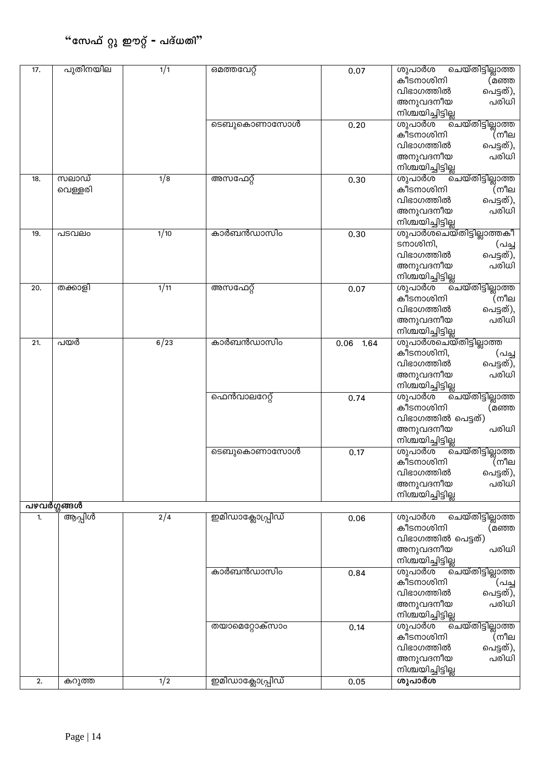## "സേഫ് റ്റു ഈറ്റ് - പദ്ധതി"

| | | | | | |
|---|---|---|---|---|---|
| 17. | പുതിനയില | 1/1 | ഒമതവേറ്റ് | 0.07 | ശുപാർശ ചെയ്തിട്ടില്ലാത്ത കീടനാശിനി (മഞ്ഞ വിഭാഗത്തിൽ പെട്ടത്), അനുവദനീയ പരിധി നിശ്ചയിച്ചിട്ടില്ല |
| | | | ടെബുകൊണാസോൾ | 0.20 | ശുപാർശ ചെയ്തിട്ടില്ലാത്ത കീടനാശിനി (നീല വിഭാഗത്തിൽ പെട്ടത്), അനുവദനീയ പരിധി നിശ്ചയിച്ചിട്ടില്ല |
| 18. | സലാഡ് വെള്ളരി | 1/8 | അസഫേറ്റ് | 0.30 | ശുപാർശ ചെയ്തിട്ടില്ലാത്ത കീടനാശിനി (നീല വിഭാഗത്തിൽ പെട്ടത്), അനുവദനീയ പരിധി നിശ്ചയിച്ചിട്ടില്ല |
| 19. | പടവലം | 1/10 | കാർബൻഡാസിം | 0.30 | ശുപാർശചെയ്തിട്ടില്ലാത്തകീടനാശിനി, (പച്ച വിഭാഗത്തിൽ പെട്ടത്), അനുവദനീയ പരിധി നിശ്ചയിച്ചിട്ടില്ല |
| 20. | തക്കാളി | 1/11 | അസഫേറ്റ് | 0.07 | ശുപാർശ ചെയ്തിട്ടില്ലാത്ത കീടനാശിനി (നീല വിഭാഗത്തിൽ പെട്ടത്), അനുവദനീയ പരിധി നിശ്ചയിച്ചിട്ടില്ല |
| 21. | പയർ | 6/23 | കാർബൻഡാസിം | 0.06 1.64 | ശുപാർശചെയ്തിട്ടില്ലാത്ത കീടനാശിനി, (പച്ച വിഭാഗത്തിൽ പെട്ടത്), അനുവദനീയ പരിധി നിശ്ചയിച്ചിട്ടില്ല |
| | | | ഫെൻവാലറേറ്റ് | 0.74 | ശുപാർശ ചെയ്തിട്ടില്ലാത്ത കീടനാശിനി (മഞ്ഞ വിഭാഗത്തിൽ പെട്ടത്) അനുവദനീയ പരിധി നിശ്ചയിച്ചിട്ടില്ല |
| | | | ടെബുകൊണാസോൾ | 0.17 | ശുപാർശ ചെയ്തിട്ടില്ലാത്ത കീടനാശിനി (നീല വിഭാഗത്തിൽ പെട്ടത്), അനുവദനീയ പരിധി നിശ്ചയിച്ചിട്ടില്ല |
| **പഴവർഗ്ഗങ്ങൾ** | | | | | |
| 1. | ആപ്പിൾ | 2/4 | ഇമിഡാക്ലോപ്രിഡ് | 0.06 | ശുപാർശ ചെയ്തിട്ടില്ലാത്ത കീടനാശിനി (മഞ്ഞ വിഭാഗത്തിൽ പെട്ടത്) അനുവദനീയ പരിധി നിശ്ചയിച്ചിട്ടില്ല |
| | | | കാർബൻഡാസിം | 0.84 | ശുപാർശ ചെയ്തിട്ടില്ലാത്ത കീടനാശിനി (പച്ച വിഭാഗത്തിൽ പെട്ടത്), അനുവദനീയ പരിധി നിശ്ചയിച്ചിട്ടില്ല |
| | | | തയാമെറ്റോക്സാം | 0.14 | ശുപാർശ ചെയ്തിട്ടില്ലാത്ത കീടനാശിനി (നീല വിഭാഗത്തിൽ പെട്ടത്), അനുവദനീയ പരിധി നിശ്ചയിച്ചിട്ടില്ല |
| 2. | കറുത്ത | 1/2 | ഇമിഡാക്ലോപ്രിഡ് | 0.05 | **ശുപാർശ** |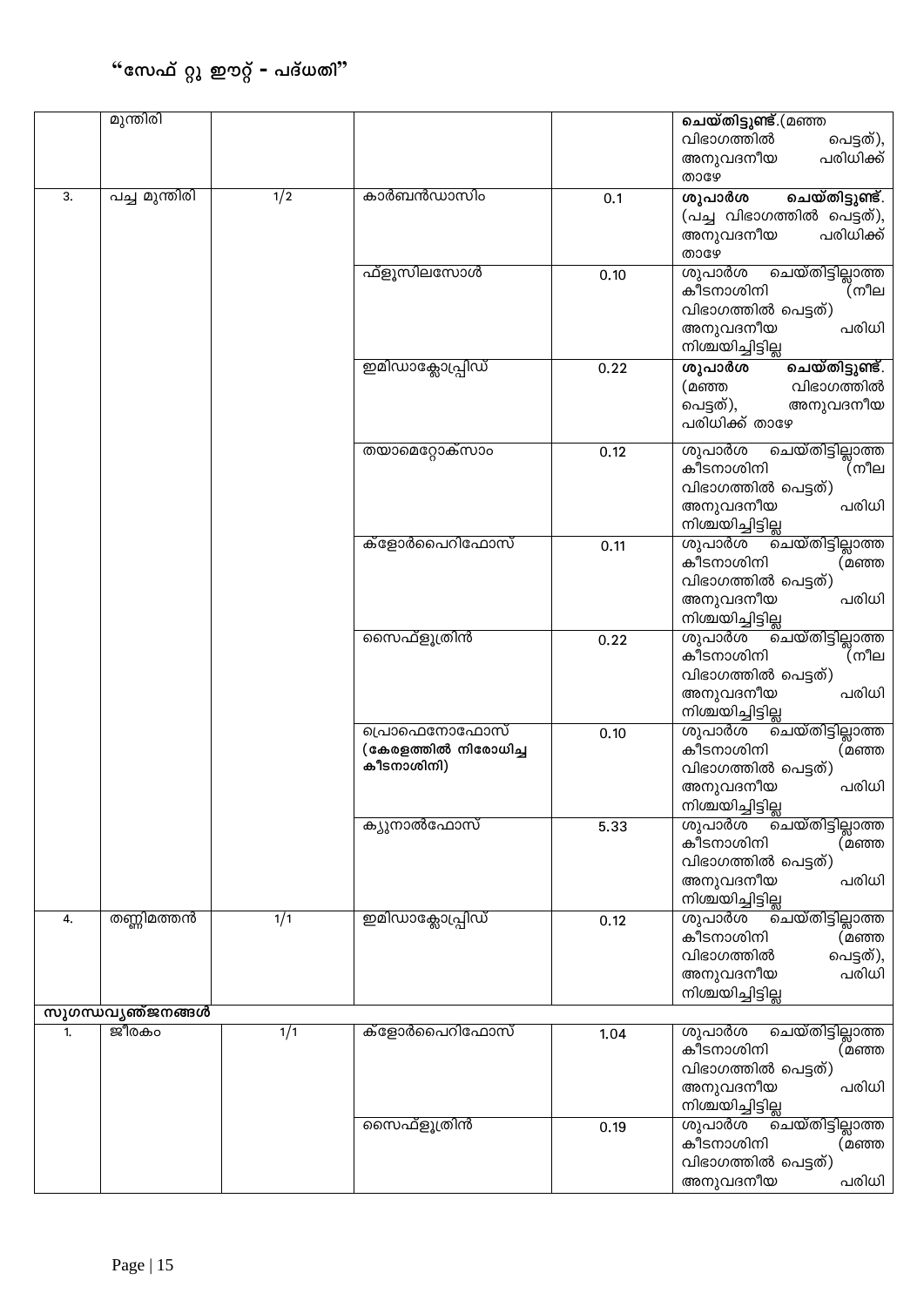# "സേഫ് റ്റു ഈറ്റ് - പദ്ധതി"

| | | | | | |
|---|---|---|---|---|---|
| | മുന്തിരി | | | | **ചെയ്തിട്ടുണ്ട്**.(മഞ്ഞ വിഭാഗത്തിൽ പെട്ടത്), അനുവദനീയ പരിധിക്ക് താഴേ |
| 3. | പച്ച മുന്തിരി | 1/2 | കാർബൻഡാസിം | 0.1 | **ശുപാർശ ചെയ്തിട്ടുണ്ട്**. (പച്ച വിഭാഗത്തിൽ പെട്ടത്), അനുവദനീയ പരിധിക്ക് താഴേ |
| | | | ഫ്ളൂസിലസോൾ | 0.10 | ശുപാർശ ചെയ്തിട്ടില്ലാത്ത കീടനാശിനി (നീല വിഭാഗത്തിൽ പെട്ടത്) അനുവദനീയ പരിധി നിശ്ചയിച്ചിട്ടില്ല |
| | | | ഇമിഡാക്ലോപ്രിഡ് | 0.22 | **ശുപാർശ ചെയ്തിട്ടുണ്ട്**. (മഞ്ഞ വിഭാഗത്തിൽ പെട്ടത്), അനുവദനീയ പരിധിക്ക് താഴേ |
| | | | തയാമെറ്റോക്സാം | 0.12 | ശുപാർശ ചെയ്തിട്ടില്ലാത്ത കീടനാശിനി (നീല വിഭാഗത്തിൽ പെട്ടത്) അനുവദനീയ പരിധി നിശ്ചയിച്ചിട്ടില്ല |
| | | | ക്ളോർപൈറിഫോസ് | 0.11 | ശുപാർശ ചെയ്തിട്ടില്ലാത്ത കീടനാശിനി (മഞ്ഞ വിഭാഗത്തിൽ പെട്ടത്) അനുവദനീയ പരിധി നിശ്ചയിച്ചിട്ടില്ല |
| | | | സൈഫ്ളൂത്രിൻ | 0.22 | ശുപാർശ ചെയ്തിട്ടില്ലാത്ത കീടനാശിനി (നീല വിഭാഗത്തിൽ പെട്ടത്) അനുവദനീയ പരിധി നിശ്ചയിച്ചിട്ടില്ല |
| | | | പ്രൊഫെനോഫോസ് **(കേരളത്തിൽ നിരോധിച്ച കീടനാശിനി)** | 0.10 | ശുപാർശ ചെയ്തിട്ടില്ലാത്ത കീടനാശിനി (മഞ്ഞ വിഭാഗത്തിൽ പെട്ടത്) അനുവദനീയ പരിധി നിശ്ചയിച്ചിട്ടില്ല |
| | | | ക്യുനാൽഫോസ് | 5.33 | ശുപാർശ ചെയ്തിട്ടില്ലാത്ത കീടനാശിനി (മഞ്ഞ വിഭാഗത്തിൽ പെട്ടത്) അനുവദനീയ പരിധി നിശ്ചയിച്ചിട്ടില്ല |
| 4. | തണ്ണിമത്തൻ | 1/1 | ഇമിഡാക്ലോപ്രിഡ് | 0.12 | ശുപാർശ ചെയ്തിട്ടില്ലാത്ത കീടനാശിനി (മഞ്ഞ വിഭാഗത്തിൽ പെട്ടത്), അനുവദനീയ പരിധി നിശ്ചയിച്ചിട്ടില്ല |
| **സുഗന്ധവ്യഞ്ജനങ്ങൾ** | | | | | |
| 1. | ജീരകം | 1/1 | ക്ളോർപൈറിഫോസ് | 1.04 | ശുപാർശ ചെയ്തിട്ടില്ലാത്ത കീടനാശിനി (മഞ്ഞ വിഭാഗത്തിൽ പെട്ടത്) അനുവദനീയ പരിധി നിശ്ചയിച്ചിട്ടില്ല |
| | | | സൈഫ്ളൂത്രിൻ | 0.19 | ശുപാർശ ചെയ്തിട്ടില്ലാത്ത കീടനാശിനി (മഞ്ഞ വിഭാഗത്തിൽ പെട്ടത്) അനുവദനീയ പരിധി |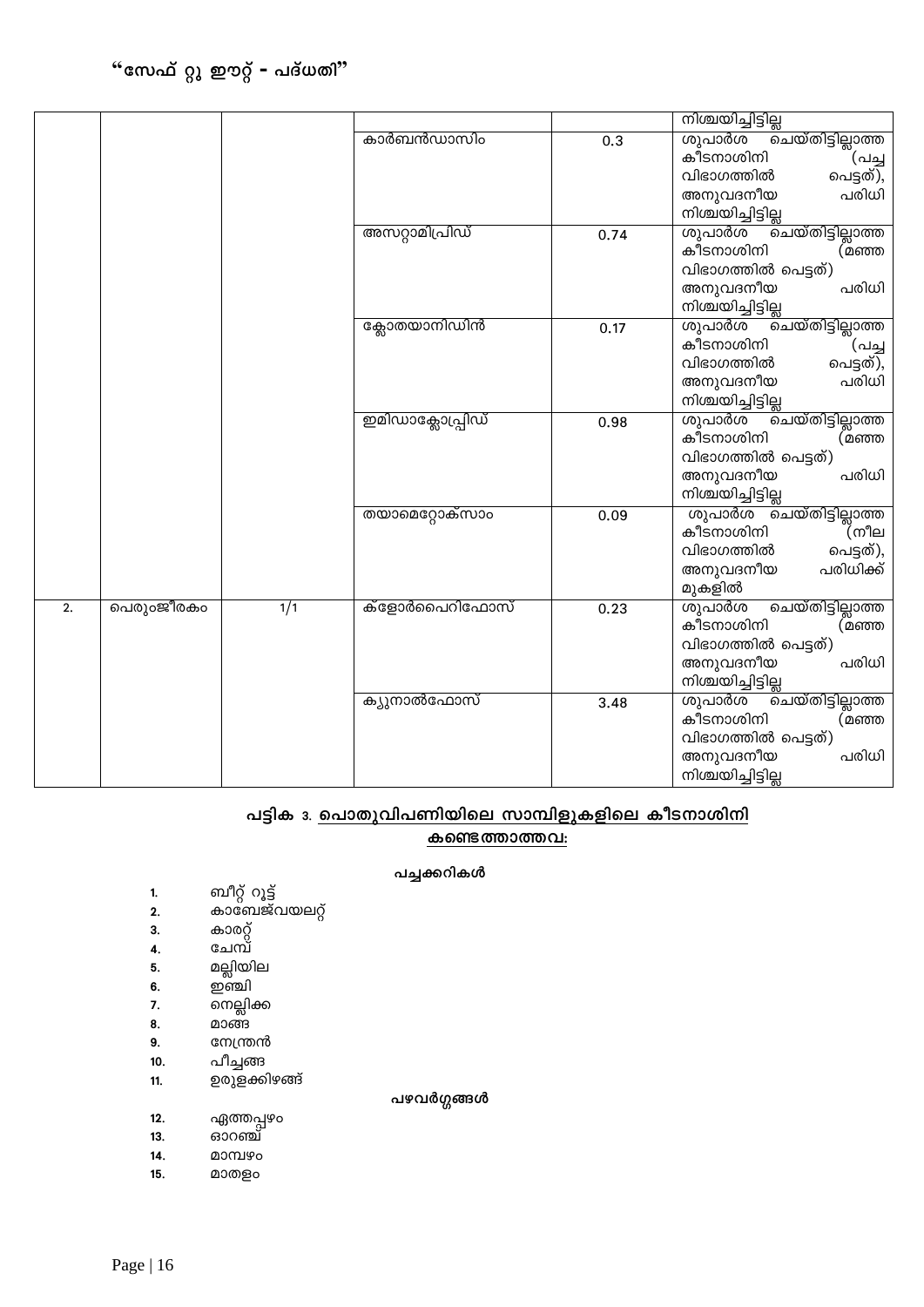"സേഫ് റ്റു ഈറ്റ് - പദ്ധതി"

| | | | | | |
|---|---|---|---|---|---|
| | | | | | നിശ്ചയിച്ചിട്ടില്ല |
| | | | കാർബൻഡാസിം | 0.3 | ശുപാർശ ചെയ്തിട്ടില്ലാത്ത കീടനാശിനി (പച്ച വിഭാഗത്തിൽ പെട്ടത്), അനുവദനീയ പരിധി നിശ്ചയിച്ചിട്ടില്ല |
| | | | അസറ്റാമിപ്രിഡ് | 0.74 | ശുപാർശ ചെയ്തിട്ടില്ലാത്ത കീടനാശിനി (മഞ്ഞ വിഭാഗത്തിൽ പെട്ടത്) അനുവദനീയ പരിധി നിശ്ചയിച്ചിട്ടില്ല |
| | | | ക്ലോതയാനിഡിൻ | 0.17 | ശുപാർശ ചെയ്തിട്ടില്ലാത്ത കീടനാശിനി (പച്ച വിഭാഗത്തിൽ പെട്ടത്), അനുവദനീയ പരിധി നിശ്ചയിച്ചിട്ടില്ല |
| | | | ഇമിഡാക്ലോപ്രിഡ് | 0.98 | ശുപാർശ ചെയ്തിട്ടില്ലാത്ത കീടനാശിനി (മഞ്ഞ വിഭാഗത്തിൽ പെട്ടത്) അനുവദനീയ പരിധി നിശ്ചയിച്ചിട്ടില്ല |
| | | | തയാമെറ്റോക്സാം | 0.09 | ശുപാർശ ചെയ്തിട്ടില്ലാത്ത കീടനാശിനി (നീല വിഭാഗത്തിൽ പെട്ടത്), അനുവദനീയ പരിധിക്ക് മുകളിൽ |
| 2. | പെരുംജീരകം | 1/1 | ക്ളോർപൈറിഫോസ് | 0.23 | ശുപാർശ ചെയ്തിട്ടില്ലാത്ത കീടനാശിനി (മഞ്ഞ വിഭാഗത്തിൽ പെട്ടത്) അനുവദനീയ പരിധി നിശ്ചയിച്ചിട്ടില്ല |
| | | | ക്യുനാൽഫോസ് | 3.48 | ശുപാർശ ചെയ്തിട്ടില്ലാത്ത കീടനാശിനി (മഞ്ഞ വിഭാഗത്തിൽ പെട്ടത്) അനുവദനീയ പരിധി നിശ്ചയിച്ചിട്ടില്ല |

### പട്ടിക 3. പൊതുവിപണിയിലെ സാമ്പിളുകളിലെ കീടനാശിനി കണ്ടെത്താത്തവ:

**പച്ചക്കറികൾ**

1. ബീറ്റ് റൂട്ട്
2. കാബേജ്വയലറ്റ്
3. കാരറ്റ്
4. ചേമ്പ്
5. മല്ലിയില
6. ഇഞ്ചി
7. നെല്ലിക്ക
8. മാങ്ങ
9. നേന്ത്രൻ
10. പീച്ചങ്ങ
11. ഉരുളക്കിഴങ്ങ്

**പഴവർഗ്ഗങ്ങൾ**

12. ഏത്തപ്പഴം
13. ഓറഞ്ച്
14. മാമ്പഴം
15. മാതളം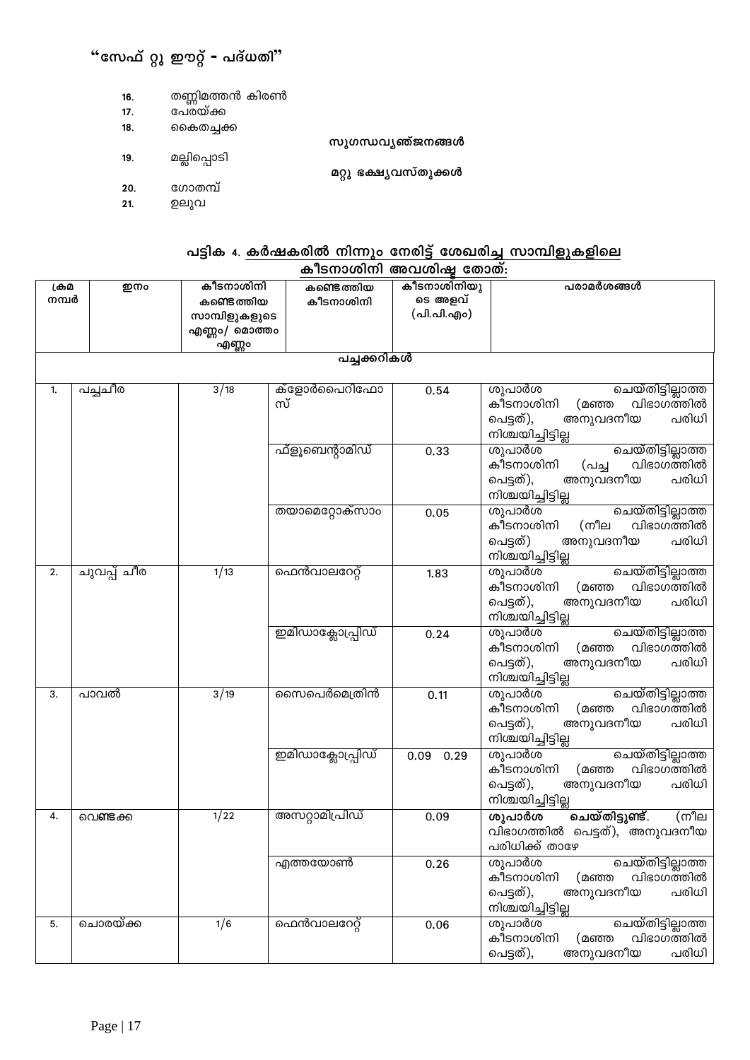## "സേഫ് റ്റു ഈറ്റ് - പദ്ധതി"

16. തണ്ണിമത്തൻ കിരൺ
17. പേരയ്ക്ക
18. കൈതച്ചക്ക

**സുഗന്ധവ്യഞ്ജനങ്ങൾ**

19. മല്ലിപ്പൊടി

**മറ്റു ഭക്ഷ്യവസ്തുക്കൾ**

20. ഗോതമ്പ്
21. ഉലുവ

### പട്ടിക 4. കർഷകരിൽ നിന്നും നേരിട്ട് ശേഖരിച്ച സാമ്പിളുകളിലെ കീടനാശിനി അവശിഷ്ട തോത്:

| ക്രമ നമ്പർ | ഇനം | കീടനാശിനി കണ്ടെത്തിയ സാമ്പിളുകളുടെ എണ്ണം/ മൊത്തം എണ്ണം | കണ്ടെത്തിയ കീടനാശിനി | കീടനാശിനിയുടെ അളവ് (പി.പി.എം) | പരാമർശങ്ങൾ |
|---|---|---|---|---|---|
| **പച്ചക്കറികൾ** | | | | | |
| 1. | പച്ചചീര | 3/18 | ക്ളോർപൈറിഫോസ് | 0.54 | ശുപാർശ ചെയ്തിട്ടില്ലാത്ത കീടനാശിനി (മഞ്ഞ വിഭാഗത്തിൽ പെട്ടത്), അനുവദനീയ പരിധി നിശ്ചയിച്ചിട്ടില്ല |
| | | | ഫ്ളൂബെന്റാമിഡ് | 0.33 | ശുപാർശ ചെയ്തിട്ടില്ലാത്ത കീടനാശിനി (പച്ച വിഭാഗത്തിൽ പെട്ടത്), അനുവദനീയ പരിധി നിശ്ചയിച്ചിട്ടില്ല |
| | | | തയാമെറ്റോക്സാം | 0.05 | ശുപാർശ ചെയ്തിട്ടില്ലാത്ത കീടനാശിനി (നീല വിഭാഗത്തിൽ പെട്ടത്) അനുവദനീയ പരിധി നിശ്ചയിച്ചിട്ടില്ല |
| 2. | ചുവപ്പ് ചീര | 1/13 | ഫെൻവാലറേറ്റ് | 1.83 | ശുപാർശ ചെയ്തിട്ടില്ലാത്ത കീടനാശിനി (മഞ്ഞ വിഭാഗത്തിൽ പെട്ടത്), അനുവദനീയ പരിധി നിശ്ചയിച്ചിട്ടില്ല |
| | | | ഇമിഡാക്ലോപ്രിഡ് | 0.24 | ശുപാർശ ചെയ്തിട്ടില്ലാത്ത കീടനാശിനി (മഞ്ഞ വിഭാഗത്തിൽ പെട്ടത്), അനുവദനീയ പരിധി നിശ്ചയിച്ചിട്ടില്ല |
| 3. | പാവൽ | 3/19 | സൈപെർമെത്രിൻ | 0.11 | ശുപാർശ ചെയ്തിട്ടില്ലാത്ത കീടനാശിനി (മഞ്ഞ വിഭാഗത്തിൽ പെട്ടത്), അനുവദനീയ പരിധി നിശ്ചയിച്ചിട്ടില്ല |
| | | | ഇമിഡാക്ലോപ്രിഡ് | 0.09 0.29 | ശുപാർശ ചെയ്തിട്ടില്ലാത്ത കീടനാശിനി (മഞ്ഞ വിഭാഗത്തിൽ പെട്ടത്), അനുവദനീയ പരിധി നിശ്ചയിച്ചിട്ടില്ല |
| 4. | വെണ്ടക്ക | 1/22 | അസറ്റാമിപ്രിഡ് | 0.09 | **ശുപാർശ ചെയ്തിട്ടുണ്ട്.** (നീല വിഭാഗത്തിൽ പെട്ടത്), അനുവദനീയ പരിധിക്ക് താഴെ |
| | | | എത്തയോൺ | 0.26 | ശുപാർശ ചെയ്തിട്ടില്ലാത്ത കീടനാശിനി (മഞ്ഞ വിഭാഗത്തിൽ പെട്ടത്), അനുവദനീയ പരിധി നിശ്ചയിച്ചിട്ടില്ല |
| 5. | ചൊരയ്ക്ക | 1/6 | ഫെൻവാലറേറ്റ് | 0.06 | ശുപാർശ ചെയ്തിട്ടില്ലാത്ത കീടനാശിനി (മഞ്ഞ വിഭാഗത്തിൽ പെട്ടത്), അനുവദനീയ പരിധി |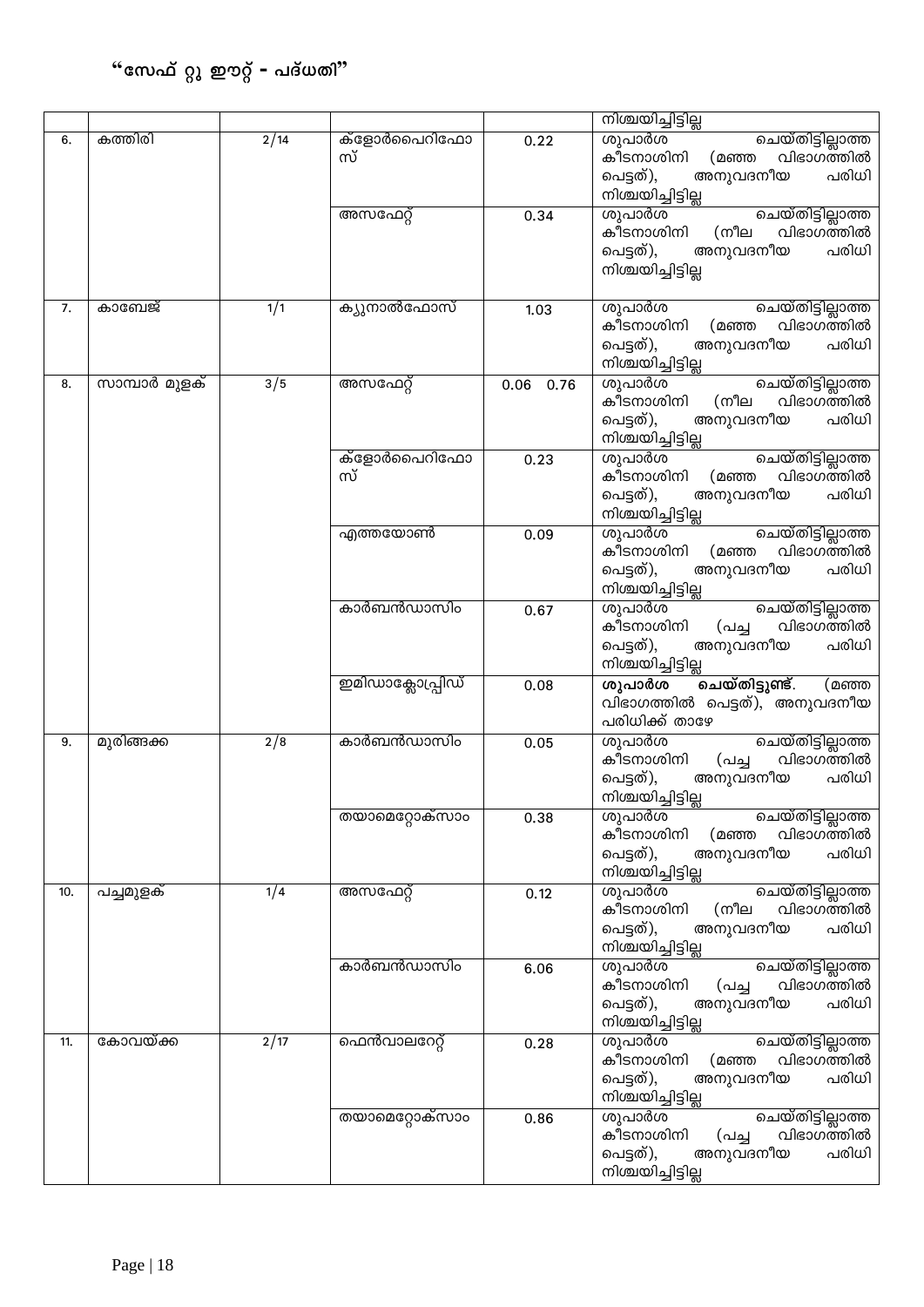# "സേഫ് റ്റു ഈറ്റ് - പദ്ധതി"

| | | | | | |
|---|---|---|---|---|---|
| | | | | | നിശ്ചയിച്ചിട്ടില്ല |
| 6. | കത്തിരി | 2/14 | ക്ളോർപൈറിഫോസ് | 0.22 | ശുപാർശ ചെയ്തിട്ടില്ലാത്ത കീടനാശിനി (മഞ്ഞ വിഭാഗത്തിൽ പെട്ടത്), അനുവദനീയ പരിധി നിശ്ചയിച്ചിട്ടില്ല |
| | | | അസഫേറ്റ് | 0.34 | ശുപാർശ ചെയ്തിട്ടില്ലാത്ത കീടനാശിനി (നീല വിഭാഗത്തിൽ പെട്ടത്), അനുവദനീയ പരിധി നിശ്ചയിച്ചിട്ടില്ല |
| 7. | കാബേജ് | 1/1 | ക്യൂനാൽഫോസ് | 1.03 | ശുപാർശ ചെയ്തിട്ടില്ലാത്ത കീടനാശിനി (മഞ്ഞ വിഭാഗത്തിൽ പെട്ടത്), അനുവദനീയ പരിധി നിശ്ചയിച്ചിട്ടില്ല |
| 8. | സാമ്പാർ മുളക് | 3/5 | അസഫേറ്റ് | 0.06 0.76 | ശുപാർശ ചെയ്തിട്ടില്ലാത്ത കീടനാശിനി (നീല വിഭാഗത്തിൽ പെട്ടത്), അനുവദനീയ പരിധി നിശ്ചയിച്ചിട്ടില്ല |
| | | | ക്ളോർപൈറിഫോസ് | 0.23 | ശുപാർശ ചെയ്തിട്ടില്ലാത്ത കീടനാശിനി (മഞ്ഞ വിഭാഗത്തിൽ പെട്ടത്), അനുവദനീയ പരിധി നിശ്ചയിച്ചിട്ടില്ല |
| | | | എത്തയോൺ | 0.09 | ശുപാർശ ചെയ്തിട്ടില്ലാത്ത കീടനാശിനി (മഞ്ഞ വിഭാഗത്തിൽ പെട്ടത്), അനുവദനീയ പരിധി നിശ്ചയിച്ചിട്ടില്ല |
| | | | കാർബൻഡാസിം | 0.67 | ശുപാർശ ചെയ്തിട്ടില്ലാത്ത കീടനാശിനി (പച്ച വിഭാഗത്തിൽ പെട്ടത്), അനുവദനീയ പരിധി നിശ്ചയിച്ചിട്ടില്ല |
| | | | ഇമിഡാക്ലോപ്രിഡ് | 0.08 | **ശുപാർശ ചെയ്തിട്ടുണ്ട്**. (മഞ്ഞ വിഭാഗത്തിൽ പെട്ടത്), അനുവദനീയ പരിധിക്ക് താഴേ |
| 9. | മുരിങ്ങക്ക | 2/8 | കാർബൻഡാസിം | 0.05 | ശുപാർശ ചെയ്തിട്ടില്ലാത്ത കീടനാശിനി (പച്ച വിഭാഗത്തിൽ പെട്ടത്), അനുവദനീയ പരിധി നിശ്ചയിച്ചിട്ടില്ല |
| | | | തയാമെറ്റോക്സാം | 0.38 | ശുപാർശ ചെയ്തിട്ടില്ലാത്ത കീടനാശിനി (മഞ്ഞ വിഭാഗത്തിൽ പെട്ടത്), അനുവദനീയ പരിധി നിശ്ചയിച്ചിട്ടില്ല |
| 10. | പച്ചമുളക് | 1/4 | അസഫേറ്റ് | 0.12 | ശുപാർശ ചെയ്തിട്ടില്ലാത്ത കീടനാശിനി (നീല വിഭാഗത്തിൽ പെട്ടത്), അനുവദനീയ പരിധി നിശ്ചയിച്ചിട്ടില്ല |
| | | | കാർബൻഡാസിം | 6.06 | ശുപാർശ ചെയ്തിട്ടില്ലാത്ത കീടനാശിനി (പച്ച വിഭാഗത്തിൽ പെട്ടത്), അനുവദനീയ പരിധി നിശ്ചയിച്ചിട്ടില്ല |
| 11. | കോവയ്ക്ക | 2/17 | ഫെൻവാലറേറ്റ് | 0.28 | ശുപാർശ ചെയ്തിട്ടില്ലാത്ത കീടനാശിനി (മഞ്ഞ വിഭാഗത്തിൽ പെട്ടത്), അനുവദനീയ പരിധി നിശ്ചയിച്ചിട്ടില്ല |
| | | | തയാമെറ്റോക്സാം | 0.86 | ശുപാർശ ചെയ്തിട്ടില്ലാത്ത കീടനാശിനി (പച്ച വിഭാഗത്തിൽ പെട്ടത്), അനുവദനീയ പരിധി നിശ്ചയിച്ചിട്ടില്ല |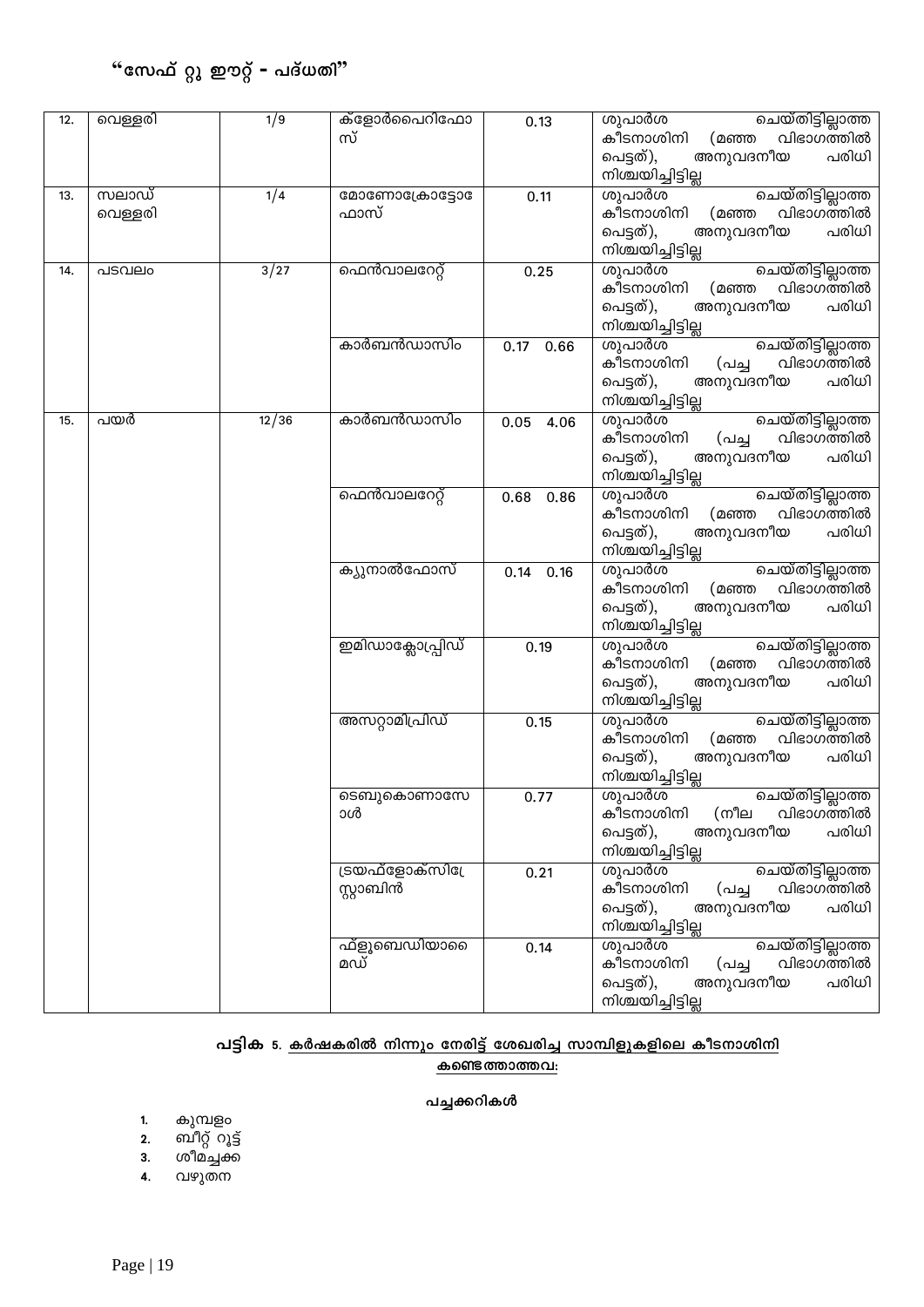"സേഫ് റ്റു ഈറ്റ് - പദ്ധതി"

| 12. | വെള്ളരി | 1/9 | ക്ളോർപൈറിഫോസ് | 0.13 | ശുപാർശ ചെയ്തിട്ടില്ലാത്ത കീടനാശിനി (മഞ്ഞ വിഭാഗത്തിൽ പെട്ടത്), അനുവദനീയ പരിധി നിശ്ചയിച്ചിട്ടില്ല |
|---|---|---|---|---|---|
| 13. | സലാഡ് വെള്ളരി | 1/4 | മോണോക്രോട്ടോഫാസ് | 0.11 | ശുപാർശ ചെയ്തിട്ടില്ലാത്ത കീടനാശിനി (മഞ്ഞ വിഭാഗത്തിൽ പെട്ടത്), അനുവദനീയ പരിധി നിശ്ചയിച്ചിട്ടില്ല |
| 14. | പടവലം | 3/27 | ഫെൻവാലറേറ്റ് | 0.25 | ശുപാർശ ചെയ്തിട്ടില്ലാത്ത കീടനാശിനി (മഞ്ഞ വിഭാഗത്തിൽ പെട്ടത്), അനുവദനീയ പരിധി നിശ്ചയിച്ചിട്ടില്ല |
| | | | കാർബൻഡാസിം | 0.17 0.66 | ശുപാർശ ചെയ്തിട്ടില്ലാത്ത കീടനാശിനി (പച്ച വിഭാഗത്തിൽ പെട്ടത്), അനുവദനീയ പരിധി നിശ്ചയിച്ചിട്ടില്ല |
| 15. | പയർ | 12/36 | കാർബൻഡാസിം | 0.05 4.06 | ശുപാർശ ചെയ്തിട്ടില്ലാത്ത കീടനാശിനി (പച്ച വിഭാഗത്തിൽ പെട്ടത്), അനുവദനീയ പരിധി നിശ്ചയിച്ചിട്ടില്ല |
| | | | ഫെൻവാലറേറ്റ് | 0.68 0.86 | ശുപാർശ ചെയ്തിട്ടില്ലാത്ത കീടനാശിനി (മഞ്ഞ വിഭാഗത്തിൽ പെട്ടത്), അനുവദനീയ പരിധി നിശ്ചയിച്ചിട്ടില്ല |
| | | | ക്യുനാൽഫോസ് | 0.14 0.16 | ശുപാർശ ചെയ്തിട്ടില്ലാത്ത കീടനാശിനി (മഞ്ഞ വിഭാഗത്തിൽ പെട്ടത്), അനുവദനീയ പരിധി നിശ്ചയിച്ചിട്ടില്ല |
| | | | ഇമിഡാക്ലോപ്രിഡ് | 0.19 | ശുപാർശ ചെയ്തിട്ടില്ലാത്ത കീടനാശിനി (മഞ്ഞ വിഭാഗത്തിൽ പെട്ടത്), അനുവദനീയ പരിധി നിശ്ചയിച്ചിട്ടില്ല |
| | | | അസറ്റാമിപ്രിഡ് | 0.15 | ശുപാർശ ചെയ്തിട്ടില്ലാത്ത കീടനാശിനി (മഞ്ഞ വിഭാഗത്തിൽ പെട്ടത്), അനുവദനീയ പരിധി നിശ്ചയിച്ചിട്ടില്ല |
| | | | ടെബുകൊണാസോൾ | 0.77 | ശുപാർശ ചെയ്തിട്ടില്ലാത്ത കീടനാശിനി (നീല വിഭാഗത്തിൽ പെട്ടത്), അനുവദനീയ പരിധി നിശ്ചയിച്ചിട്ടില്ല |
| | | | ട്രയഫ്ളോക്സിസ്ട്രോബിൻ | 0.21 | ശുപാർശ ചെയ്തിട്ടില്ലാത്ത കീടനാശിനി (പച്ച വിഭാഗത്തിൽ പെട്ടത്), അനുവദനീയ പരിധി നിശ്ചയിച്ചിട്ടില്ല |
| | | | ഫ്ളൂബെഡിയാമൈഡ് | 0.14 | ശുപാർശ ചെയ്തിട്ടില്ലാത്ത കീടനാശിനി (പച്ച വിഭാഗത്തിൽ പെട്ടത്), അനുവദനീയ പരിധി നിശ്ചയിച്ചിട്ടില്ല |

**പട്ടിക 5. കർഷകരിൽ നിന്നും നേരിട്ട് ശേഖരിച്ച സാമ്പിളുകളിലെ കീടനാശിനി കണ്ടെത്താത്തവ:**

**പച്ചക്കറികൾ**

1. കുമ്പളം
2. ബീറ്റ് റൂട്ട്
3. ശീമച്ചക്ക
4. വഴുതന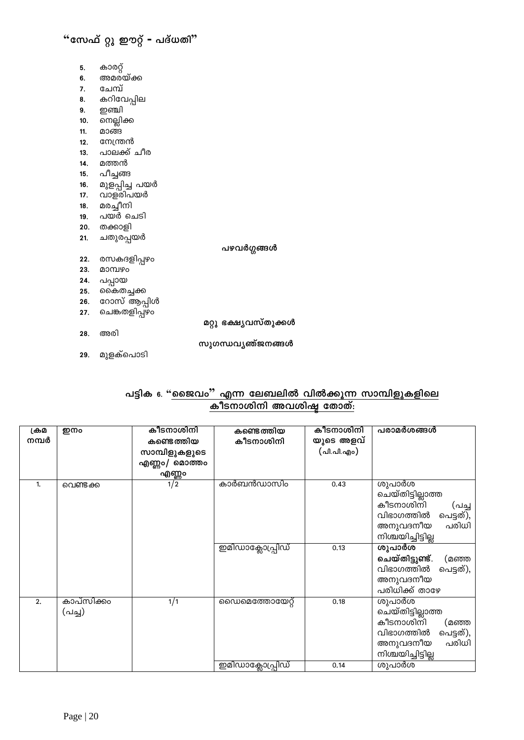## "സേഫ് റ്റു ഈറ്റ് - പദ്ധതി"

5. കാരറ്റ്
6. അമരയ്ക്ക
7. ചേമ്പ്
8. കറിവേപ്പില
9. ഇഞ്ചി
10. നെല്ലിക്ക
11. മാങ്ങ
12. നേന്ത്രൻ
13. പാലക്ക് ചീര
14. മത്തൻ
15. പീച്ചങ്ങ
16. മുളപ്പിച്ച പയർ
17. വാളരിപയർ
18. മരച്ചീനി
19. പയർ ചെടി
20. തക്കാളി
21. ചതുരപ്പയർ

**പഴവർഗ്ഗങ്ങൾ**

22. രസകദളിപ്പഴം
23. മാമ്പഴം
24. പപ്പായ
25. കൈതച്ചക്ക
26. റോസ് ആപ്പിൾ
27. ചെങ്കതളിപ്പഴം

**മറ്റു ഭക്ഷ്യവസ്തുക്കൾ**

28. അരി

**സുഗന്ധവ്യഞ്ജനങ്ങൾ**

29. മുളക്പൊടി

### പട്ടിക 6. "ജൈവം" എന്ന ലേബലിൽ വിൽക്കുന്ന സാമ്പിളുകളിലെ കീടനാശിനി അവശിഷ്ട തോത്:

| ക്രമ നമ്പർ | ഇനം | കീടനാശിനി കണ്ടെത്തിയ സാമ്പിളുകളുടെ എണ്ണം/ മൊത്തം എണ്ണം | കണ്ടെത്തിയ കീടനാശിനി | കീടനാശിനി യുടെ അളവ് (പി.പി.എം) | പരാമർശങ്ങൾ |
|---|---|---|---|---|---|
| 1. | വെണ്ടക്ക | 1/2 | കാർബൻഡാസിം | 0.43 | ശുപാർശ ചെയ്തിട്ടില്ലാത്ത കീടനാശിനി (പച്ച വിഭാഗത്തിൽ പെട്ടത്), അനുവദനീയ പരിധി നിശ്ചയിച്ചിട്ടില്ല |
| | | | ഇമിഡാക്ലോപ്രിഡ് | 0.13 | **ശുപാർശ ചെയ്തിട്ടുണ്ട്.** (മഞ്ഞ വിഭാഗത്തിൽ പെട്ടത്), അനുവദനീയ പരിധിക്ക് താഴേ |
| 2. | കാപ്സിക്കം (പച്ച) | 1/1 | ഡൈമെത്തോയേറ്റ് | 0.18 | ശുപാർശ ചെയ്തിട്ടില്ലാത്ത കീടനാശിനി (മഞ്ഞ വിഭാഗത്തിൽ പെട്ടത്), അനുവദനീയ പരിധി നിശ്ചയിച്ചിട്ടില്ല |
| | | | ഇമിഡാക്ലോപ്രിഡ് | 0.14 | ശുപാർശ |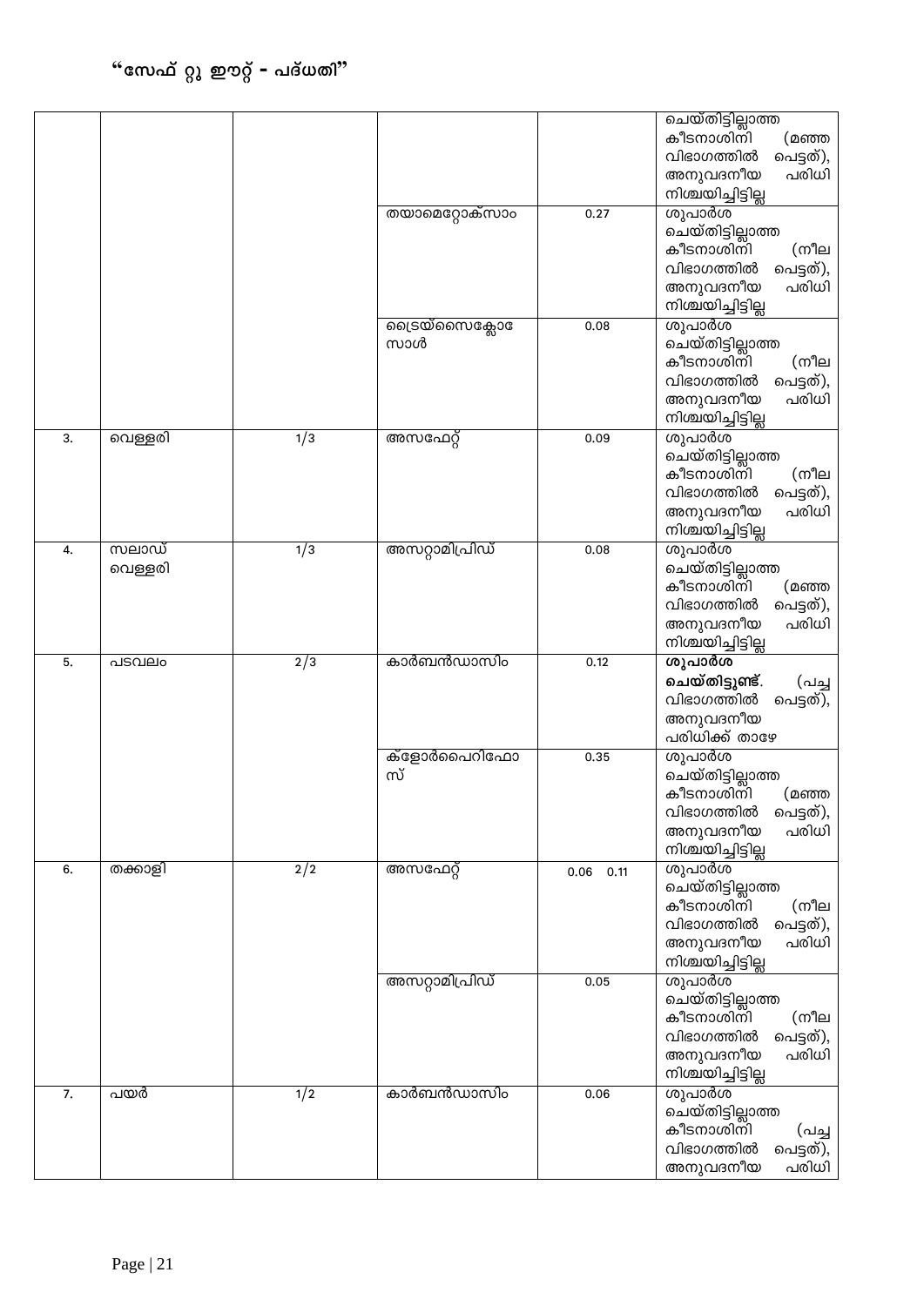## "സേഫ് റ്റു ഈറ്റ് - പദ്ധതി"

| | | | | | |
|---|---|---|---|---|---|
| | | | | | ചെയ്തിട്ടില്ലാത്ത കീടനാശിനി (മഞ്ഞ വിഭാഗത്തിൽ പെട്ടത്), അനുവദനീയ പരിധി നിശ്ചയിച്ചിട്ടില്ല |
| | | | തയാമെറ്റോക്സാം | 0.27 | ശുപാർശ ചെയ്തിട്ടില്ലാത്ത കീടനാശിനി (നീല വിഭാഗത്തിൽ പെട്ടത്), അനുവദനീയ പരിധി നിശ്ചയിച്ചിട്ടില്ല |
| | | | ട്രൈയ്സൈക്ലോസോൾ | 0.08 | ശുപാർശ ചെയ്തിട്ടില്ലാത്ത കീടനാശിനി (നീല വിഭാഗത്തിൽ പെട്ടത്), അനുവദനീയ പരിധി നിശ്ചയിച്ചിട്ടില്ല |
| 3. | വെള്ളരി | 1/3 | അസഫേറ്റ് | 0.09 | ശുപാർശ ചെയ്തിട്ടില്ലാത്ത കീടനാശിനി (നീല വിഭാഗത്തിൽ പെട്ടത്), അനുവദനീയ പരിധി നിശ്ചയിച്ചിട്ടില്ല |
| 4. | സലാഡ് വെള്ളരി | 1/3 | അസറ്റാമിപ്രിഡ് | 0.08 | ശുപാർശ ചെയ്തിട്ടില്ലാത്ത കീടനാശിനി (മഞ്ഞ വിഭാഗത്തിൽ പെട്ടത്), അനുവദനീയ പരിധി നിശ്ചയിച്ചിട്ടില്ല |
| 5. | പടവലം | 2/3 | കാർബൻഡാസിം | 0.12 | **ശുപാർശ ചെയ്തിട്ടുണ്ട്.** (പച്ച വിഭാഗത്തിൽ പെട്ടത്), അനുവദനീയ പരിധിക്ക് താഴേ |
| | | | ക്ളോർപൈറിഫോസ് | 0.35 | ശുപാർശ ചെയ്തിട്ടില്ലാത്ത കീടനാശിനി (മഞ്ഞ വിഭാഗത്തിൽ പെട്ടത്), അനുവദനീയ പരിധി നിശ്ചയിച്ചിട്ടില്ല |
| 6. | തക്കാളി | 2/2 | അസഫേറ്റ് | 0.06 0.11 | ശുപാർശ ചെയ്തിട്ടില്ലാത്ത കീടനാശിനി (നീല വിഭാഗത്തിൽ പെട്ടത്), അനുവദനീയ പരിധി നിശ്ചയിച്ചിട്ടില്ല |
| | | | അസറ്റാമിപ്രിഡ് | 0.05 | ശുപാർശ ചെയ്തിട്ടില്ലാത്ത കീടനാശിനി (നീല വിഭാഗത്തിൽ പെട്ടത്), അനുവദനീയ പരിധി നിശ്ചയിച്ചിട്ടില്ല |
| 7. | പയർ | 1/2 | കാർബൻഡാസിം | 0.06 | ശുപാർശ ചെയ്തിട്ടില്ലാത്ത കീടനാശിനി (പച്ച വിഭാഗത്തിൽ പെട്ടത്), അനുവദനീയ പരിധി |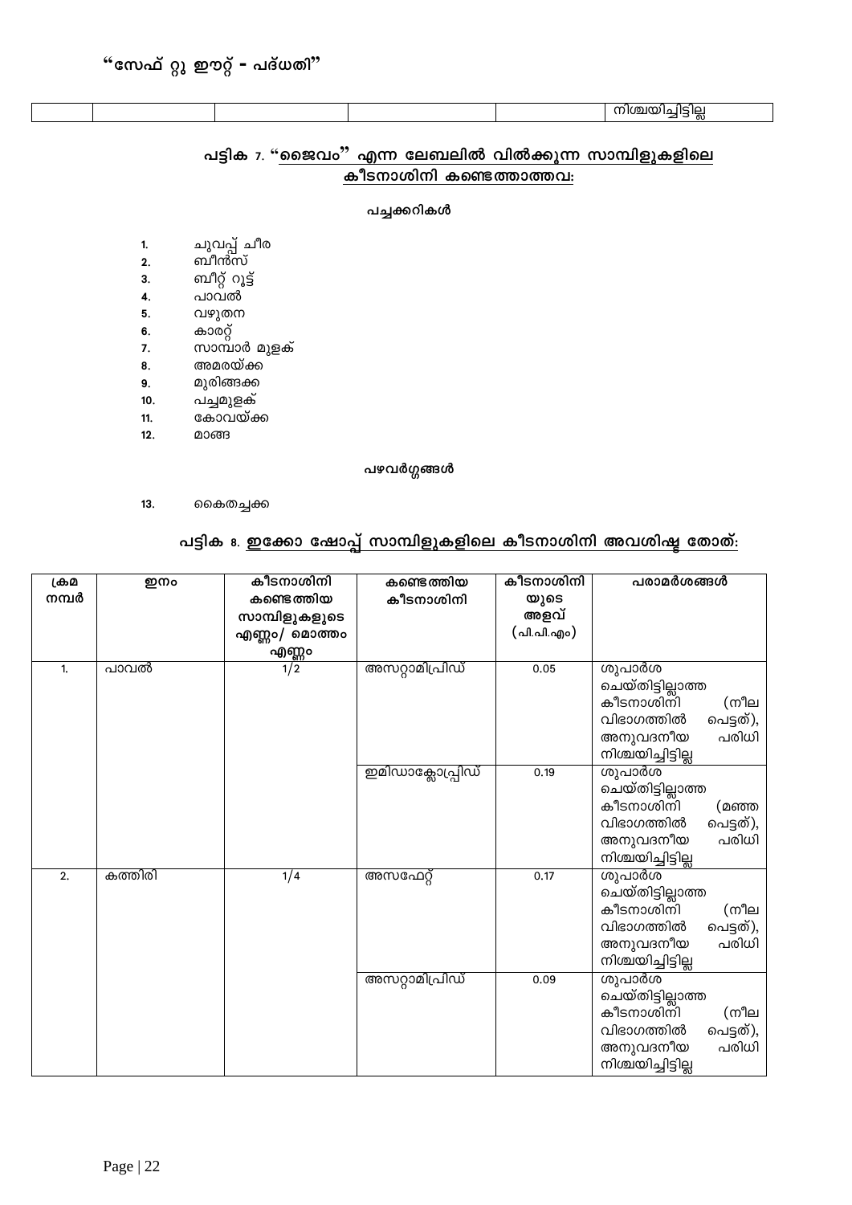"സേഫ് റ്റു ഈറ്റ് - പദ്ധതി"

| | | | | | നിശ്ചയിച്ചിട്ടില്ല |
|---|---|---|---|---|---|

## പട്ടിക 7. "ജൈവം" എന്ന ലേബലിൽ വിൽക്കുന്ന സാമ്പിളുകളിലെ കീടനാശിനി കണ്ടെത്താത്തവ:

### പച്ചക്കറികൾ

1. ചുവപ്പ് ചീര
2. ബീൻസ്
3. ബീറ്റ് റൂട്ട്
4. പാവൽ
5. വഴുതന
6. കാരറ്റ്
7. സാമ്പാർ മുളക്
8. അമരയ്ക്ക
9. മുരിങ്ങക്ക
10. പച്ചമുളക്
11. കോവയ്ക്ക
12. മാങ്ങ

### പഴവർഗ്ഗങ്ങൾ

13. കൈതച്ചക്ക

## പട്ടിക 8. ഇക്കോ ഷോപ്പ് സാമ്പിളുകളിലെ കീടനാശിനി അവശിഷ്ട തോത്:

| ക്രമ നമ്പർ | ഇനം | കീടനാശിനി കണ്ടെത്തിയ സാമ്പിളുകളുടെ എണ്ണം/ മൊത്തം എണ്ണം | കണ്ടെത്തിയ കീടനാശിനി | കീടനാശിനിയുടെ അളവ് (പി.പി.എം) | പരാമർശങ്ങൾ |
|---|---|---|---|---|---|
| 1. | പാവൽ | 1/2 | അസറ്റാമിപ്രിഡ് | 0.05 | ശുപാർശ ചെയ്തിട്ടില്ലാത്ത കീടനാശിനി (നീല വിഭാഗത്തിൽ പെട്ടത്), അനുവദനീയ പരിധി നിശ്ചയിച്ചിട്ടില്ല |
| | | | ഇമിഡാക്ലോപ്രിഡ് | 0.19 | ശുപാർശ ചെയ്തിട്ടില്ലാത്ത കീടനാശിനി (മഞ്ഞ വിഭാഗത്തിൽ പെട്ടത്), അനുവദനീയ പരിധി നിശ്ചയിച്ചിട്ടില്ല |
| 2. | കത്തിരി | 1/4 | അസഫേറ്റ് | 0.17 | ശുപാർശ ചെയ്തിട്ടില്ലാത്ത കീടനാശിനി (നീല വിഭാഗത്തിൽ പെട്ടത്), അനുവദനീയ പരിധി നിശ്ചയിച്ചിട്ടില്ല |
| | | | അസറ്റാമിപ്രിഡ് | 0.09 | ശുപാർശ ചെയ്തിട്ടില്ലാത്ത കീടനാശിനി (നീല വിഭാഗത്തിൽ പെട്ടത്), അനുവദനീയ പരിധി നിശ്ചയിച്ചിട്ടില്ല |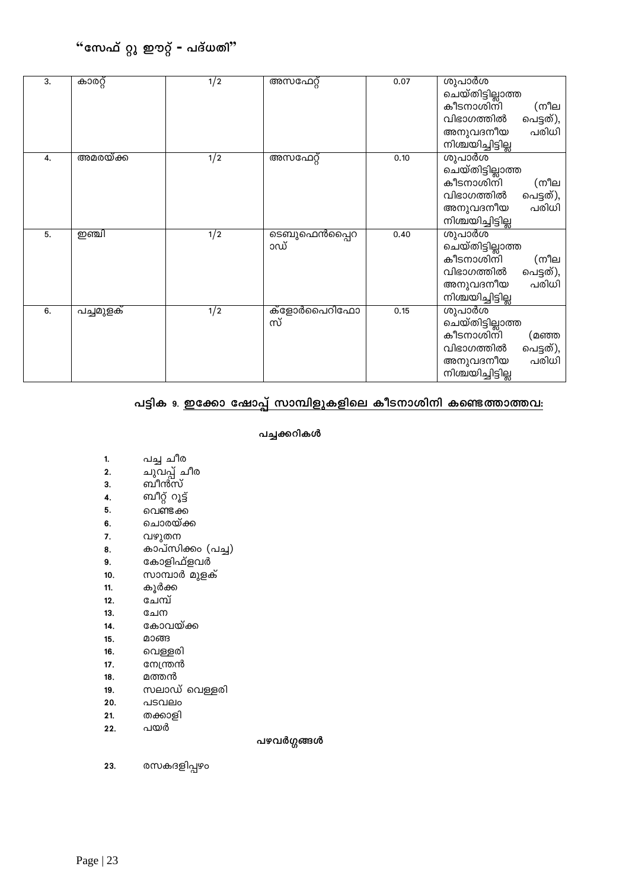“സേഫ് റ്റു ഈറ്റ് - പദ്ധതി”

| | | | | | |
|---|---|---|---|---|---|
| 3. | കാരറ്റ് | 1/2 | അസഫേറ്റ് | 0.07 | ശുപാർശ ചെയ്തിട്ടില്ലാത്ത കീടനാശിനി (നീല വിഭാഗത്തിൽ പെട്ടത്), അനുവദനീയ പരിധി നിശ്ചയിച്ചിട്ടില്ല |
| 4. | അമരയ്ക്ക | 1/2 | അസഫേറ്റ് | 0.10 | ശുപാർശ ചെയ്തിട്ടില്ലാത്ത കീടനാശിനി (നീല വിഭാഗത്തിൽ പെട്ടത്), അനുവദനീയ പരിധി നിശ്ചയിച്ചിട്ടില്ല |
| 5. | ഇഞ്ചി | 1/2 | ടെബുഫെൻപ്പൈറാഡ് | 0.40 | ശുപാർശ ചെയ്തിട്ടില്ലാത്ത കീടനാശിനി (നീല വിഭാഗത്തിൽ പെട്ടത്), അനുവദനീയ പരിധി നിശ്ചയിച്ചിട്ടില്ല |
| 6. | പച്ചമുളക് | 1/2 | ക്ളോർപൈറിഫോസ് | 0.15 | ശുപാർശ ചെയ്തിട്ടില്ലാത്ത കീടനാശിനി (മഞ്ഞ വിഭാഗത്തിൽ പെട്ടത്), അനുവദനീയ പരിധി നിശ്ചയിച്ചിട്ടില്ല |

## പട്ടിക 9. ഇക്കോ ഷോപ്പ് സാമ്പിളുകളിലെ കീടനാശിനി കണ്ടെത്താത്തവ:

### പച്ചക്കറികൾ

1. പച്ച ചീര
2. ചുവപ്പ് ചീര
3. ബീൻസ്
4. ബീറ്റ് റൂട്ട്
5. വെണ്ടക്ക
6. ചൊരയ്ക്ക
7. വഴുതന
8. കാപ്സിക്കം (പച്ച)
9. കോളിഫ്ളവർ
10. സാമ്പാർ മുളക്
11. കൂർക്ക
12. ചേമ്പ്
13. ചേന
14. കോവയ്ക്ക
15. മാങ്ങ
16. വെള്ളരി
17. നേന്ത്രൻ
18. മത്തൻ
19. സലാഡ് വെള്ളരി
20. പടവലം
21. തക്കാളി
22. പയർ

### പഴവർഗ്ഗങ്ങൾ

23. രസകദളിപ്പഴം